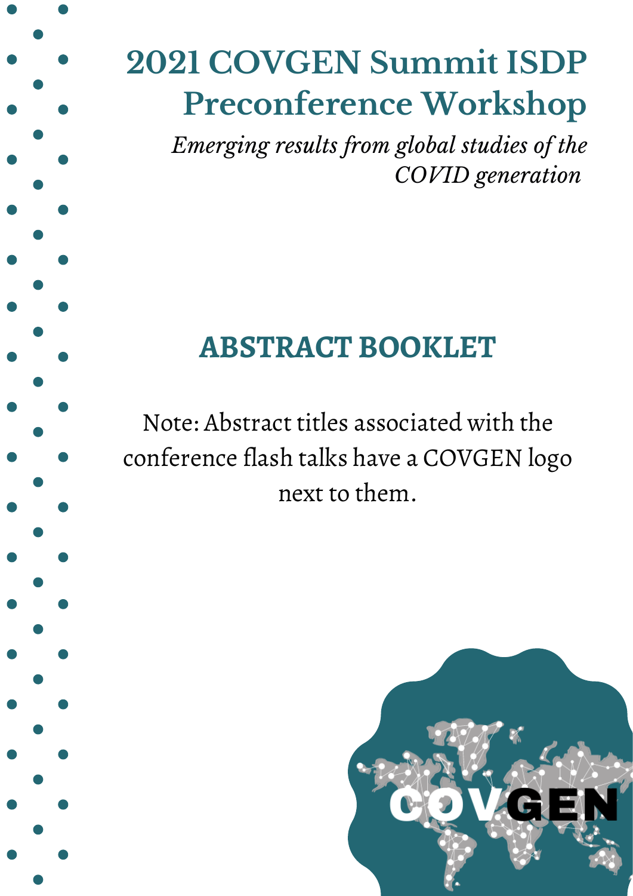# 2021 COVGEN Summit ISDP Preconference Workshop

*Emerging results from global studies of the COVID generation*

## ABSTRACT BOOKLET

Note: Abstract titles associated with the conference flash talks have a COVGEN logo next to them.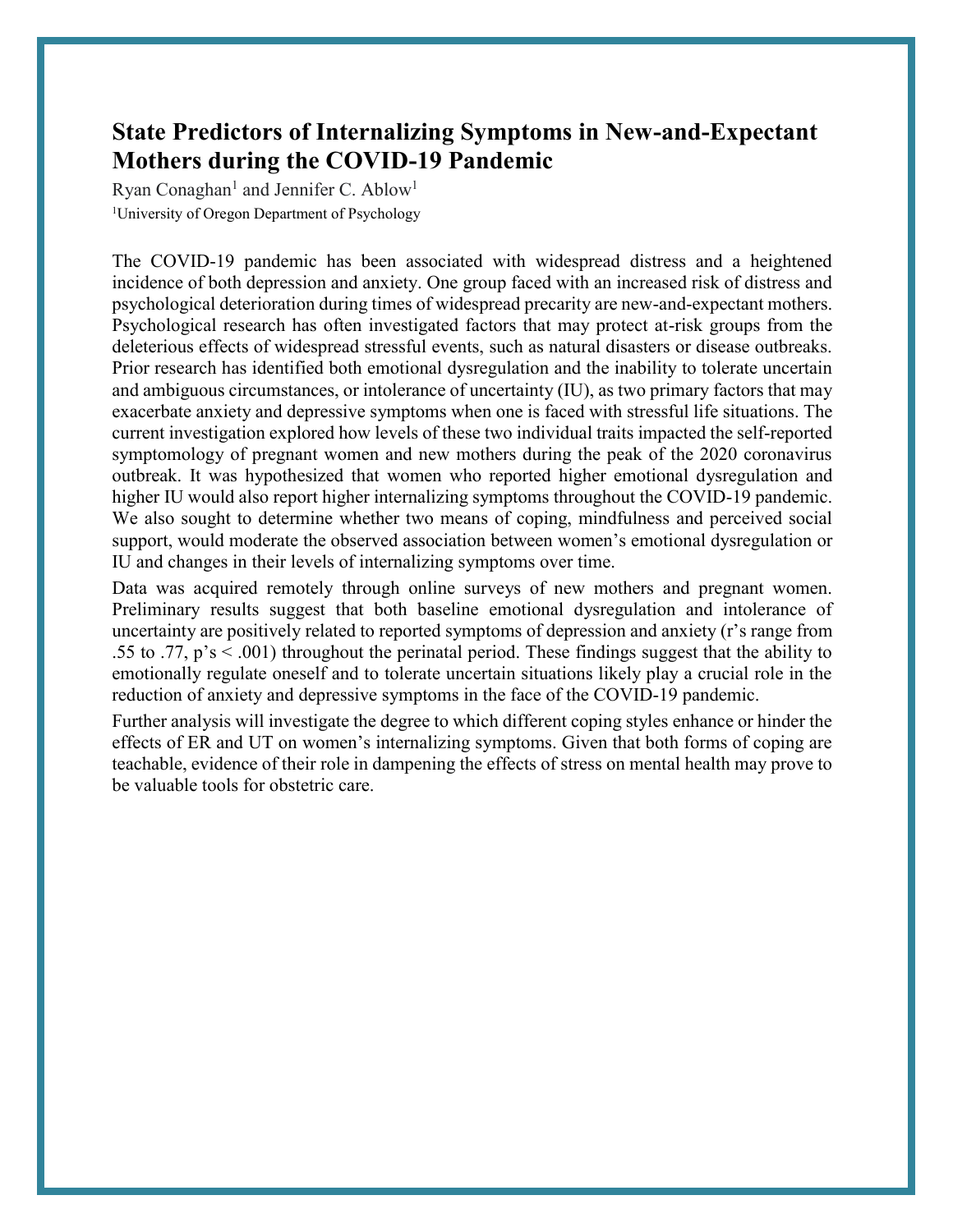## State Predictors of Internalizing Symptoms in New-and-Expectant Mothers during the COVID-19 Pandemic

Ryan Conaghan[1] and Jennifer C. Ablow[1]

[1]University of Oregon Department of Psychology

The COVID-19 pandemic has been associated with widespread distress and a heightened incidence of both depression and anxiety. One group faced with an increased risk of distress and psychological deterioration during times of widespread precarity are new-and-expectant mothers. Psychological research has often investigated factors that may protect at-risk groups from the deleterious effects of widespread stressful events, such as natural disasters or disease outbreaks. Prior research has identified both emotional dysregulation and the inability to tolerate uncertain and ambiguous circumstances, or intolerance of uncertainty (IU), as two primary factors that may exacerbate anxiety and depressive symptoms when one is faced with stressful life situations. The current investigation explored how levels of these two individual traits impacted the self-reported symptomology of pregnant women and new mothers during the peak of the 2020 coronavirus outbreak. It was hypothesized that women who reported higher emotional dysregulation and higher IU would also report higher internalizing symptoms throughout the COVID-19 pandemic. We also sought to determine whether two means of coping, mindfulness and perceived social support, would moderate the observed association between women's emotional dysregulation or IU and changes in their levels of internalizing symptoms over time.

Data was acquired remotely through online surveys of new mothers and pregnant women. Preliminary results suggest that both baseline emotional dysregulation and intolerance of uncertainty are positively related to reported symptoms of depression and anxiety (r's range from .55 to .77, $p$'s $< .001$) throughout the perinatal period. These findings suggest that the ability to emotionally regulate oneself and to tolerate uncertain situations likely play a crucial role in the reduction of anxiety and depressive symptoms in the face of the COVID-19 pandemic.

Further analysis will investigate the degree to which different coping styles enhance or hinder the effects of ER and UT on women's internalizing symptoms. Given that both forms of coping are teachable, evidence of their role in dampening the effects of stress on mental health may prove to be valuable tools for obstetric care.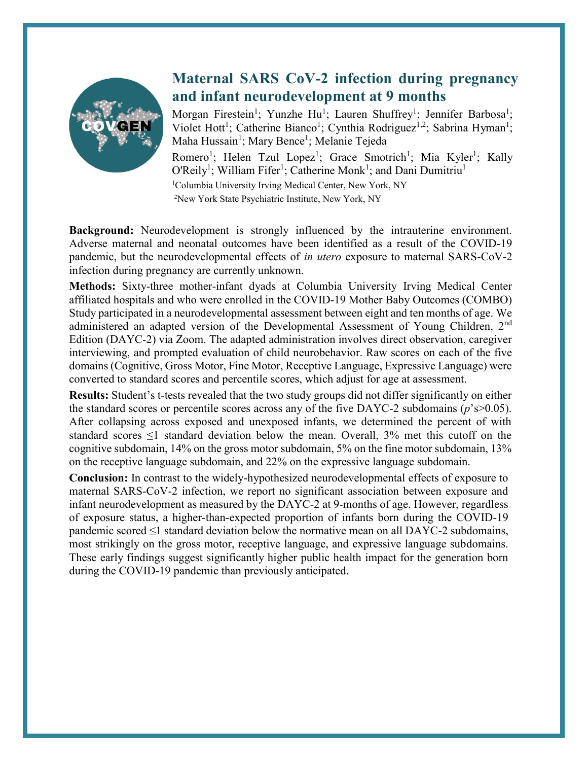# Maternal SARS CoV-2 infection during pregnancy and infant neurodevelopment at 9 months

Morgan Firestein[1]; Yunzhe Hu[1]; Lauren Shuffrey[1]; Jennifer Barbosa[1]; Violet Hott[1]; Catherine Bianco[1]; Cynthia Rodriguez[1,2]; Sabrina Hyman[1]; Maha Hussain[1]; Mary Bence[1]; Melanie Tejeda Romero[1]; Helen Tzul Lopez[1]; Grace Smotrich[1]; Mia Kyler[1]; Kally O'Reily[1]; William Fifer[1]; Catherine Monk[1]; and Dani Dumitriu[1]

[1]Columbia University Irving Medical Center, New York, NY

[2]New York State Psychiatric Institute, New York, NY

**Background:** Neurodevelopment is strongly influenced by the intrauterine environment. Adverse maternal and neonatal outcomes have been identified as a result of the COVID-19 pandemic, but the neurodevelopmental effects of *in utero* exposure to maternal SARS-CoV-2 infection during pregnancy are currently unknown.

**Methods:** Sixty-three mother-infant dyads at Columbia University Irving Medical Center affiliated hospitals and who were enrolled in the COVID-19 Mother Baby Outcomes (COMBO) Study participated in a neurodevelopmental assessment between eight and ten months of age. We administered an adapted version of the Developmental Assessment of Young Children, 2nd Edition (DAYC-2) via Zoom. The adapted administration involves direct observation, caregiver interviewing, and prompted evaluation of child neurobehavior. Raw scores on each of the five domains (Cognitive, Gross Motor, Fine Motor, Receptive Language, Expressive Language) were converted to standard scores and percentile scores, which adjust for age at assessment.

**Results:** Student's t-tests revealed that the two study groups did not differ significantly on either the standard scores or percentile scores across any of the five DAYC-2 subdomains ($p$'s>0.05). After collapsing across exposed and unexposed infants, we determined the percent of with standard scores ≤1 standard deviation below the mean. Overall, 3% met this cutoff on the cognitive subdomain, 14% on the gross motor subdomain, 5% on the fine motor subdomain, 13% on the receptive language subdomain, and 22% on the expressive language subdomain.

**Conclusion:** In contrast to the widely-hypothesized neurodevelopmental effects of exposure to maternal SARS-CoV-2 infection, we report no significant association between exposure and infant neurodevelopment as measured by the DAYC-2 at 9-months of age. However, regardless of exposure status, a higher-than-expected proportion of infants born during the COVID-19 pandemic scored ≤1 standard deviation below the normative mean on all DAYC-2 subdomains, most strikingly on the gross motor, receptive language, and expressive language subdomains. These early findings suggest significantly higher public health impact for the generation born during the COVID-19 pandemic than previously anticipated.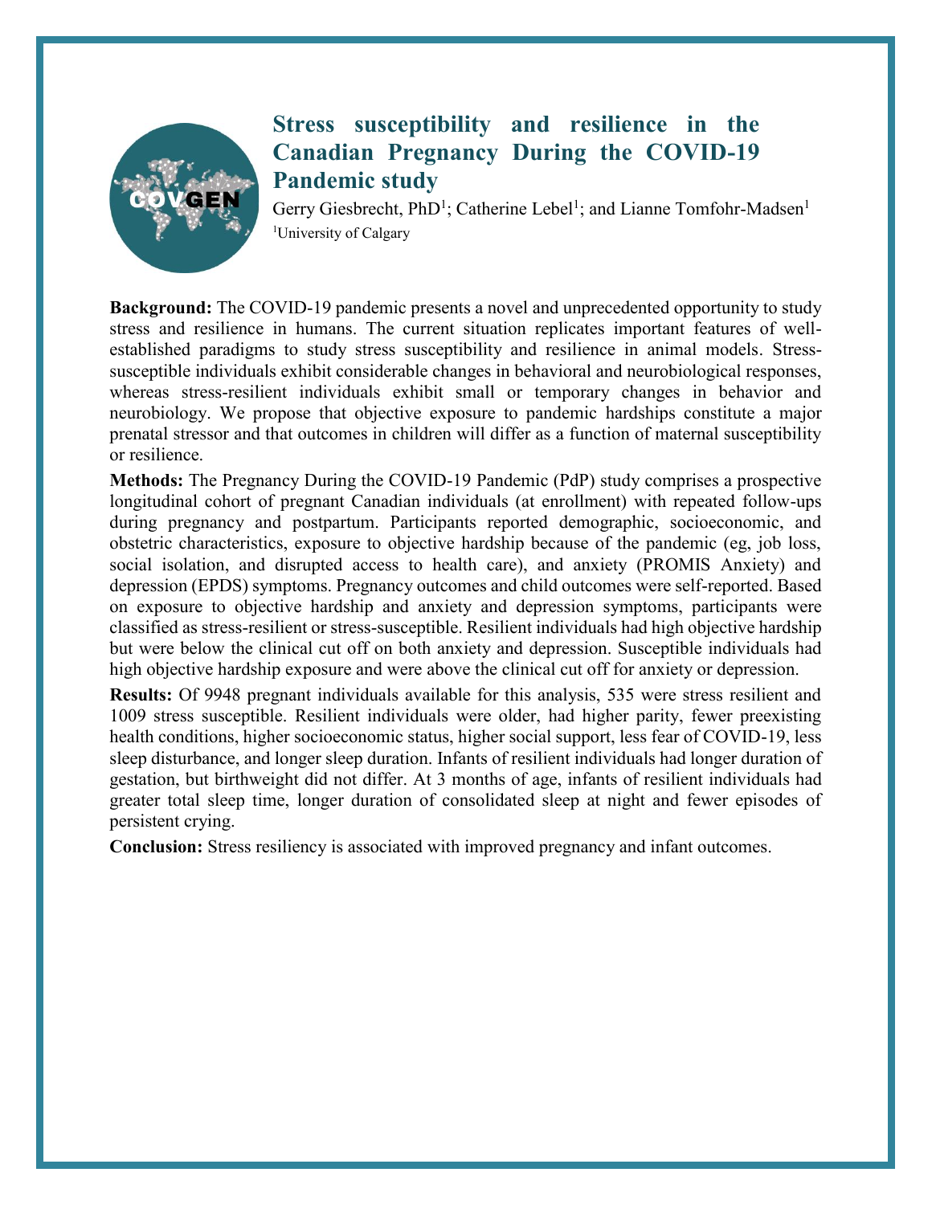# Stress susceptibility and resilience in the Canadian Pregnancy During the COVID-19 Pandemic study

Gerry Giesbrecht, PhD[1]; Catherine Lebel[1]; and Lianne Tomfohr-Madsen[1]

[1]University of Calgary

**Background:** The COVID-19 pandemic presents a novel and unprecedented opportunity to study stress and resilience in humans. The current situation replicates important features of well-established paradigms to study stress susceptibility and resilience in animal models. Stress-susceptible individuals exhibit considerable changes in behavioral and neurobiological responses, whereas stress-resilient individuals exhibit small or temporary changes in behavior and neurobiology. We propose that objective exposure to pandemic hardships constitute a major prenatal stressor and that outcomes in children will differ as a function of maternal susceptibility or resilience.

**Methods:** The Pregnancy During the COVID-19 Pandemic (PdP) study comprises a prospective longitudinal cohort of pregnant Canadian individuals (at enrollment) with repeated follow-ups during pregnancy and postpartum. Participants reported demographic, socioeconomic, and obstetric characteristics, exposure to objective hardship because of the pandemic (eg, job loss, social isolation, and disrupted access to health care), and anxiety (PROMIS Anxiety) and depression (EPDS) symptoms. Pregnancy outcomes and child outcomes were self-reported. Based on exposure to objective hardship and anxiety and depression symptoms, participants were classified as stress-resilient or stress-susceptible. Resilient individuals had high objective hardship but were below the clinical cut off on both anxiety and depression. Susceptible individuals had high objective hardship exposure and were above the clinical cut off for anxiety or depression.

**Results:** Of 9948 pregnant individuals available for this analysis, 535 were stress resilient and 1009 stress susceptible. Resilient individuals were older, had higher parity, fewer preexisting health conditions, higher socioeconomic status, higher social support, less fear of COVID-19, less sleep disturbance, and longer sleep duration. Infants of resilient individuals had longer duration of gestation, but birthweight did not differ. At 3 months of age, infants of resilient individuals had greater total sleep time, longer duration of consolidated sleep at night and fewer episodes of persistent crying.

**Conclusion:** Stress resiliency is associated with improved pregnancy and infant outcomes.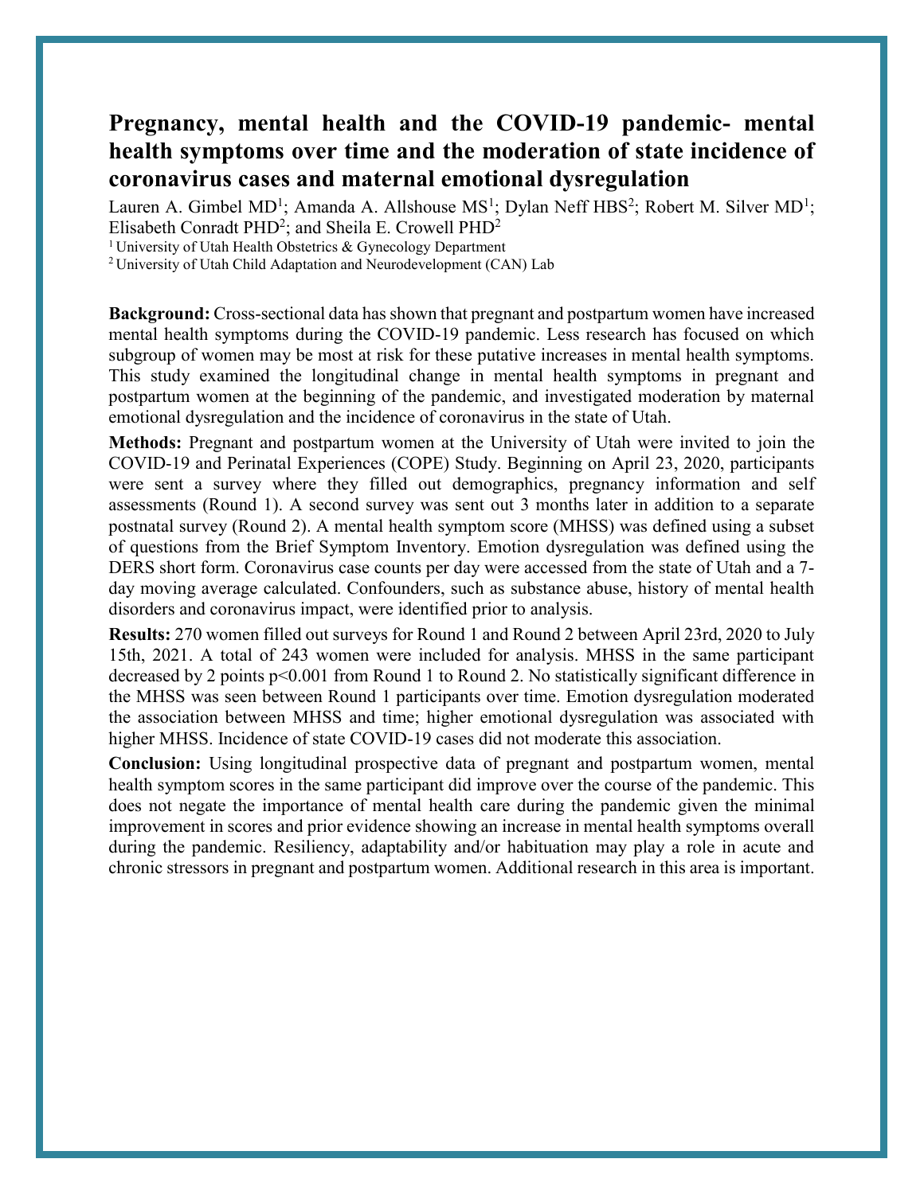# Pregnancy, mental health and the COVID-19 pandemic- mental health symptoms over time and the moderation of state incidence of coronavirus cases and maternal emotional dysregulation

Lauren A. Gimbel MD[1]; Amanda A. Allshouse MS[1]; Dylan Neff HBS[2]; Robert M. Silver MD[1]; Elisabeth Conradt PHD[2]; and Sheila E. Crowell PHD[2]

[1] University of Utah Health Obstetrics & Gynecology Department

[2] University of Utah Child Adaptation and Neurodevelopment (CAN) Lab

**Background:** Cross-sectional data has shown that pregnant and postpartum women have increased mental health symptoms during the COVID-19 pandemic. Less research has focused on which subgroup of women may be most at risk for these putative increases in mental health symptoms. This study examined the longitudinal change in mental health symptoms in pregnant and postpartum women at the beginning of the pandemic, and investigated moderation by maternal emotional dysregulation and the incidence of coronavirus in the state of Utah.

**Methods:** Pregnant and postpartum women at the University of Utah were invited to join the COVID-19 and Perinatal Experiences (COPE) Study. Beginning on April 23, 2020, participants were sent a survey where they filled out demographics, pregnancy information and self assessments (Round 1). A second survey was sent out 3 months later in addition to a separate postnatal survey (Round 2). A mental health symptom score (MHSS) was defined using a subset of questions from the Brief Symptom Inventory. Emotion dysregulation was defined using the DERS short form. Coronavirus case counts per day were accessed from the state of Utah and a 7-day moving average calculated. Confounders, such as substance abuse, history of mental health disorders and coronavirus impact, were identified prior to analysis.

**Results:** 270 women filled out surveys for Round 1 and Round 2 between April 23rd, 2020 to July 15th, 2021. A total of 243 women were included for analysis. MHSS in the same participant decreased by 2 points $p<0.001$ from Round 1 to Round 2. No statistically significant difference in the MHSS was seen between Round 1 participants over time. Emotion dysregulation moderated the association between MHSS and time; higher emotional dysregulation was associated with higher MHSS. Incidence of state COVID-19 cases did not moderate this association.

**Conclusion:** Using longitudinal prospective data of pregnant and postpartum women, mental health symptom scores in the same participant did improve over the course of the pandemic. This does not negate the importance of mental health care during the pandemic given the minimal improvement in scores and prior evidence showing an increase in mental health symptoms overall during the pandemic. Resiliency, adaptability and/or habituation may play a role in acute and chronic stressors in pregnant and postpartum women. Additional research in this area is important.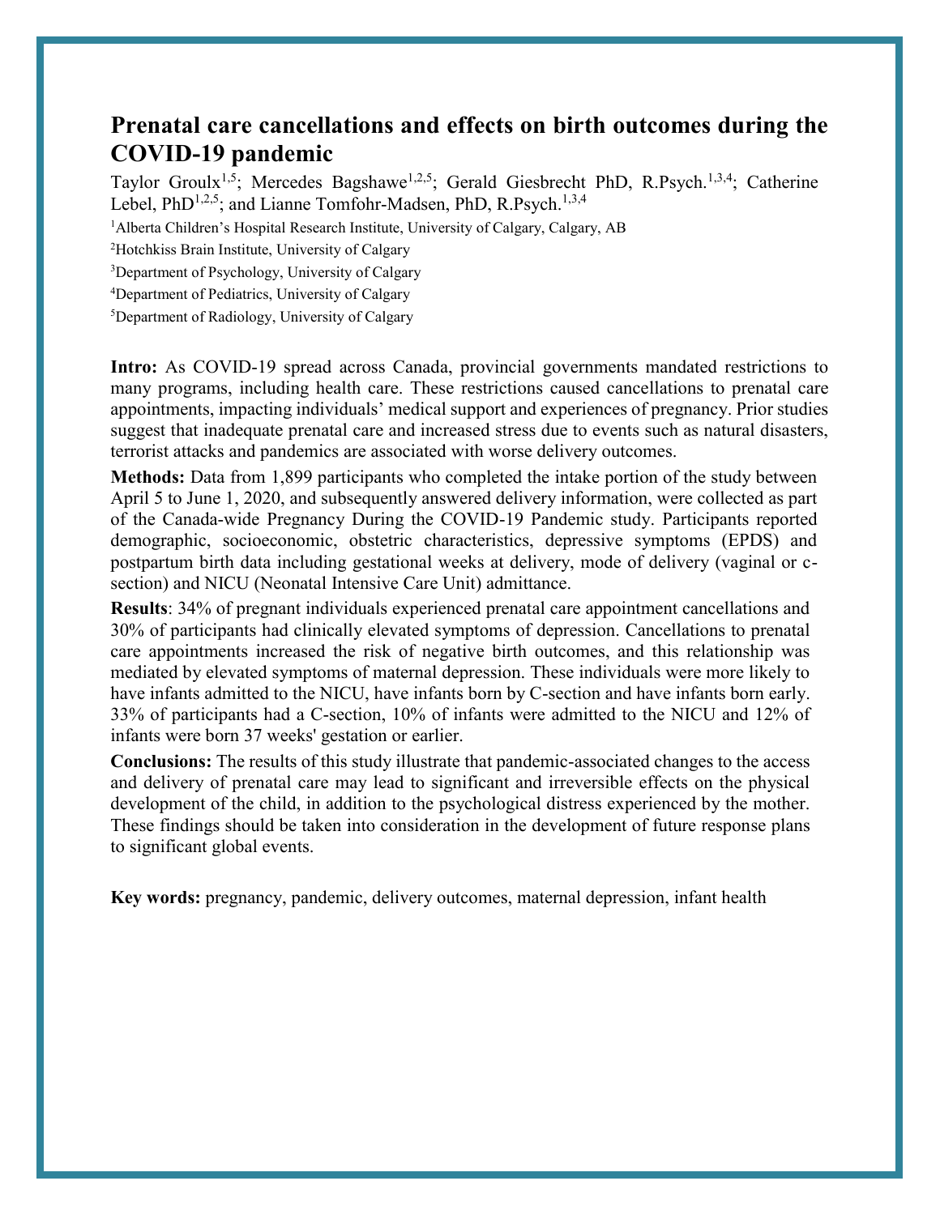# Prenatal care cancellations and effects on birth outcomes during the COVID-19 pandemic

Taylor Groulx[1,5]; Mercedes Bagshawe[1,2,5]; Gerald Giesbrecht PhD, R.Psych.[1,3,4]; Catherine Lebel, PhD[1,2,5]; and Lianne Tomfohr-Madsen, PhD, R.Psych.[1,3,4]

[1]Alberta Children's Hospital Research Institute, University of Calgary, Calgary, AB

[2]Hotchkiss Brain Institute, University of Calgary

[3]Department of Psychology, University of Calgary

[4]Department of Pediatrics, University of Calgary

[5]Department of Radiology, University of Calgary

**Intro:** As COVID-19 spread across Canada, provincial governments mandated restrictions to many programs, including health care. These restrictions caused cancellations to prenatal care appointments, impacting individuals' medical support and experiences of pregnancy. Prior studies suggest that inadequate prenatal care and increased stress due to events such as natural disasters, terrorist attacks and pandemics are associated with worse delivery outcomes.

**Methods:** Data from 1,899 participants who completed the intake portion of the study between April 5 to June 1, 2020, and subsequently answered delivery information, were collected as part of the Canada-wide Pregnancy During the COVID-19 Pandemic study. Participants reported demographic, socioeconomic, obstetric characteristics, depressive symptoms (EPDS) and postpartum birth data including gestational weeks at delivery, mode of delivery (vaginal or c-section) and NICU (Neonatal Intensive Care Unit) admittance.

**Results**: 34% of pregnant individuals experienced prenatal care appointment cancellations and 30% of participants had clinically elevated symptoms of depression. Cancellations to prenatal care appointments increased the risk of negative birth outcomes, and this relationship was mediated by elevated symptoms of maternal depression. These individuals were more likely to have infants admitted to the NICU, have infants born by C-section and have infants born early. 33% of participants had a C-section, 10% of infants were admitted to the NICU and 12% of infants were born 37 weeks' gestation or earlier.

**Conclusions:** The results of this study illustrate that pandemic-associated changes to the access and delivery of prenatal care may lead to significant and irreversible effects on the physical development of the child, in addition to the psychological distress experienced by the mother. These findings should be taken into consideration in the development of future response plans to significant global events.

**Key words:** pregnancy, pandemic, delivery outcomes, maternal depression, infant health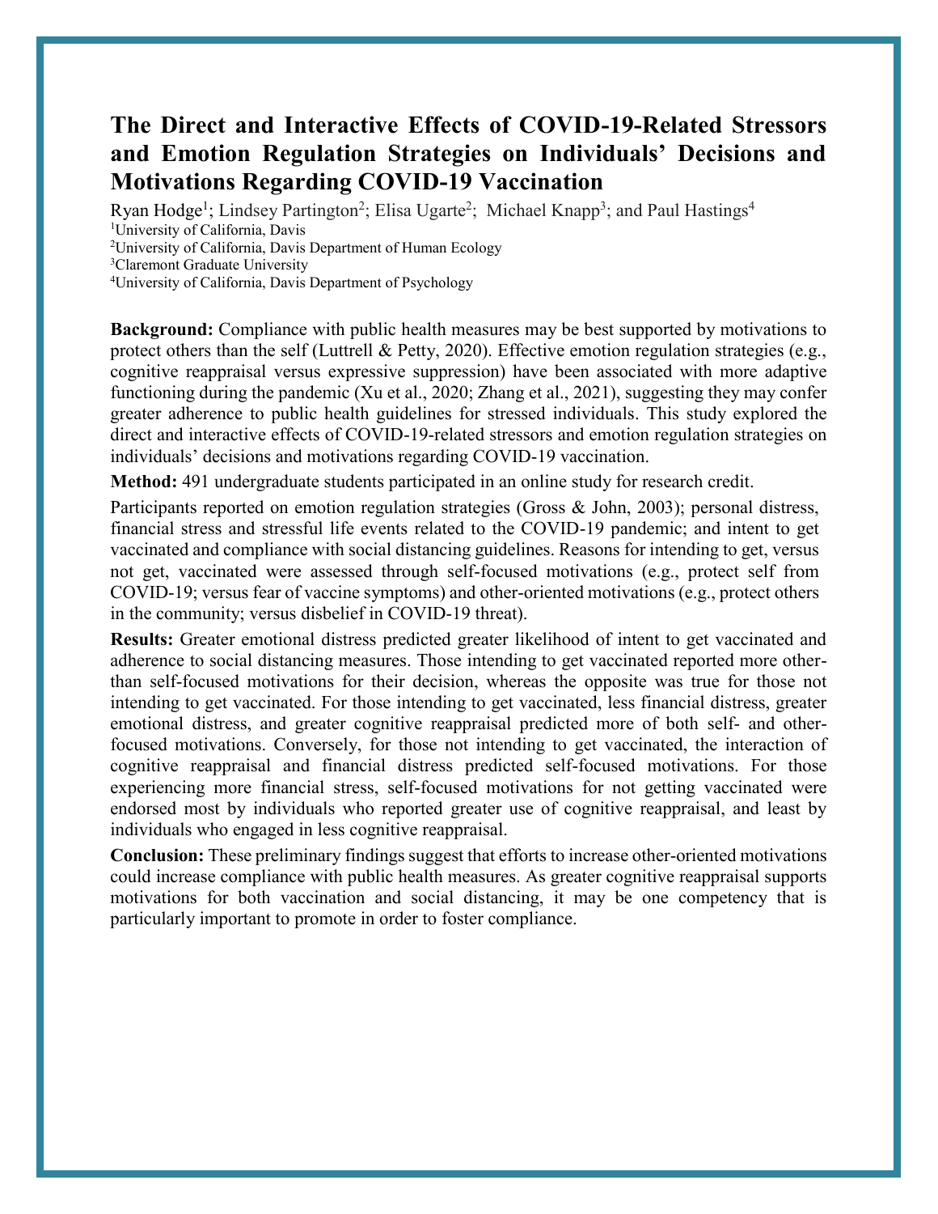# The Direct and Interactive Effects of COVID-19-Related Stressors and Emotion Regulation Strategies on Individuals' Decisions and Motivations Regarding COVID-19 Vaccination

Ryan Hodge[1]; Lindsey Partington[2]; Elisa Ugarte[2]; Michael Knapp[3]; and Paul Hastings[4]

[1]University of California, Davis

[2]University of California, Davis Department of Human Ecology

[3]Claremont Graduate University

[4]University of California, Davis Department of Psychology

**Background:** Compliance with public health measures may be best supported by motivations to protect others than the self (Luttrell & Petty, 2020). Effective emotion regulation strategies (e.g., cognitive reappraisal versus expressive suppression) have been associated with more adaptive functioning during the pandemic (Xu et al., 2020; Zhang et al., 2021), suggesting they may confer greater adherence to public health guidelines for stressed individuals. This study explored the direct and interactive effects of COVID-19-related stressors and emotion regulation strategies on individuals' decisions and motivations regarding COVID-19 vaccination.

**Method:** 491 undergraduate students participated in an online study for research credit.

Participants reported on emotion regulation strategies (Gross & John, 2003); personal distress, financial stress and stressful life events related to the COVID-19 pandemic; and intent to get vaccinated and compliance with social distancing guidelines. Reasons for intending to get, versus not get, vaccinated were assessed through self-focused motivations (e.g., protect self from COVID-19; versus fear of vaccine symptoms) and other-oriented motivations (e.g., protect others in the community; versus disbelief in COVID-19 threat).

**Results:** Greater emotional distress predicted greater likelihood of intent to get vaccinated and adherence to social distancing measures. Those intending to get vaccinated reported more other- than self-focused motivations for their decision, whereas the opposite was true for those not intending to get vaccinated. For those intending to get vaccinated, less financial distress, greater emotional distress, and greater cognitive reappraisal predicted more of both self- and other-focused motivations. Conversely, for those not intending to get vaccinated, the interaction of cognitive reappraisal and financial distress predicted self-focused motivations. For those experiencing more financial stress, self-focused motivations for not getting vaccinated were endorsed most by individuals who reported greater use of cognitive reappraisal, and least by individuals who engaged in less cognitive reappraisal.

**Conclusion:** These preliminary findings suggest that efforts to increase other-oriented motivations could increase compliance with public health measures. As greater cognitive reappraisal supports motivations for both vaccination and social distancing, it may be one competency that is particularly important to promote in order to foster compliance.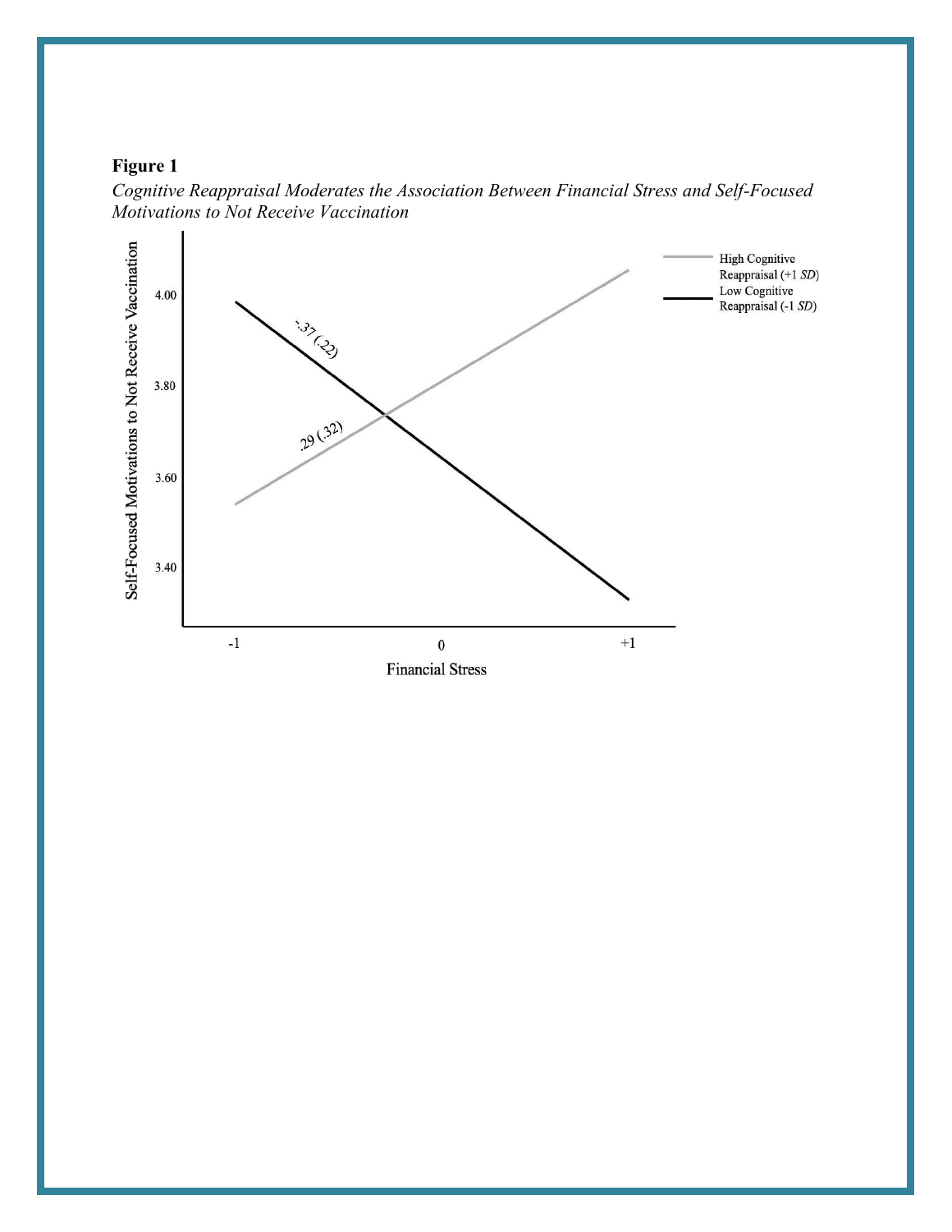**Figure 1**

*Cognitive Reappraisal Moderates the Association Between Financial Stress and Self-Focused Motivations to Not Receive Vaccination*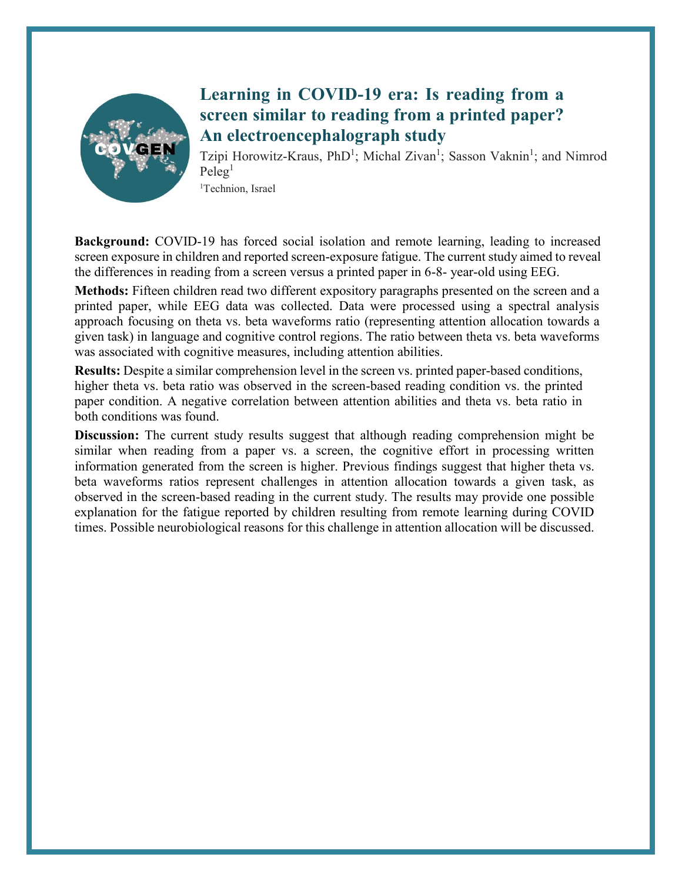# Learning in COVID-19 era: Is reading from a screen similar to reading from a printed paper? An electroencephalograph study

Tzipi Horowitz-Kraus, PhD[1]; Michal Zivan[1]; Sasson Vaknin[1]; and Nimrod Peleg[1]

[1]Technion, Israel

**Background:** COVID-19 has forced social isolation and remote learning, leading to increased screen exposure in children and reported screen-exposure fatigue. The current study aimed to reveal the differences in reading from a screen versus a printed paper in 6-8- year-old using EEG.

**Methods:** Fifteen children read two different expository paragraphs presented on the screen and a printed paper, while EEG data was collected. Data were processed using a spectral analysis approach focusing on theta vs. beta waveforms ratio (representing attention allocation towards a given task) in language and cognitive control regions. The ratio between theta vs. beta waveforms was associated with cognitive measures, including attention abilities.

**Results:** Despite a similar comprehension level in the screen vs. printed paper-based conditions, higher theta vs. beta ratio was observed in the screen-based reading condition vs. the printed paper condition. A negative correlation between attention abilities and theta vs. beta ratio in both conditions was found.

**Discussion:** The current study results suggest that although reading comprehension might be similar when reading from a paper vs. a screen, the cognitive effort in processing written information generated from the screen is higher. Previous findings suggest that higher theta vs. beta waveforms ratios represent challenges in attention allocation towards a given task, as observed in the screen-based reading in the current study. The results may provide one possible explanation for the fatigue reported by children resulting from remote learning during COVID times. Possible neurobiological reasons for this challenge in attention allocation will be discussed.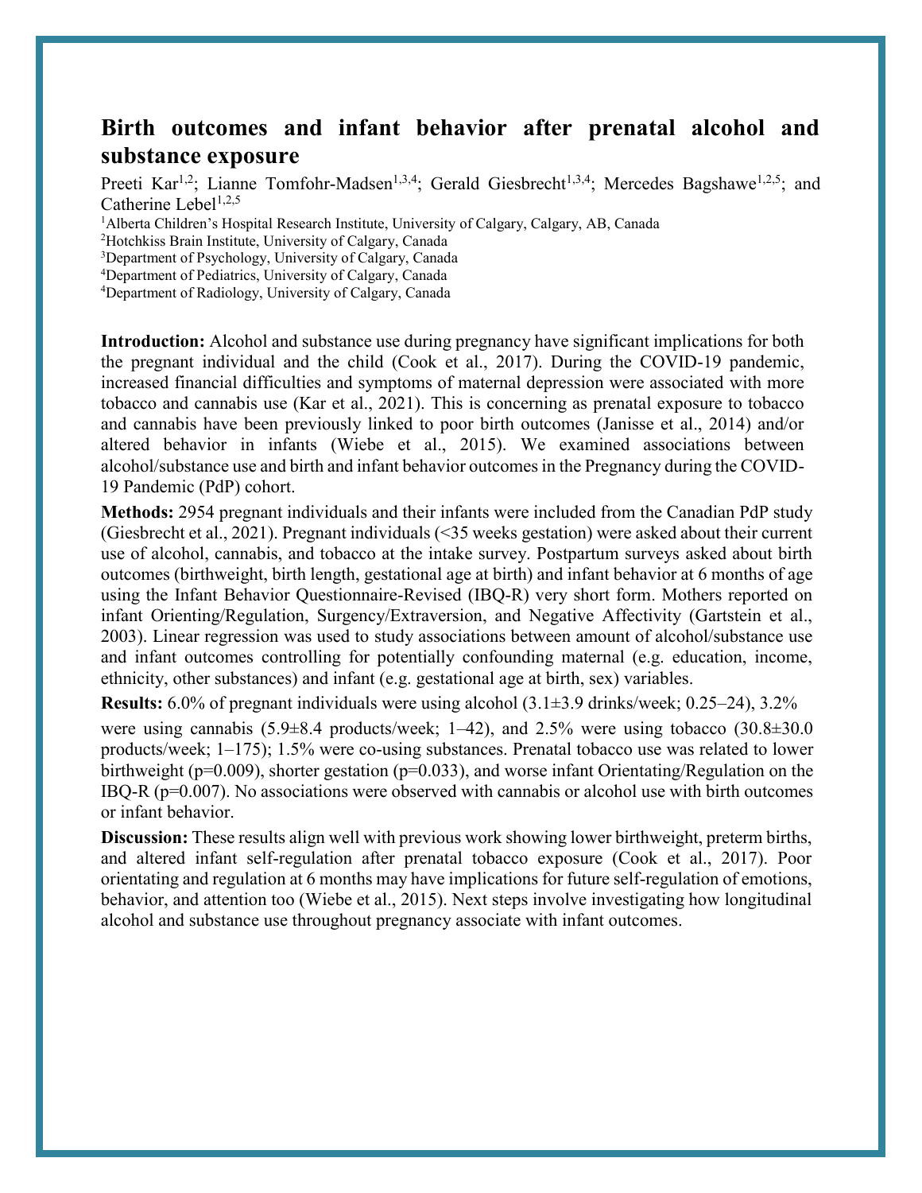# Birth outcomes and infant behavior after prenatal alcohol and substance exposure

Preeti Kar[1,2]; Lianne Tomfohr-Madsen[1,3,4]; Gerald Giesbrecht[1,3,4]; Mercedes Bagshawe[1,2,5]; and Catherine Lebel[1,2,5]

[1]Alberta Children's Hospital Research Institute, University of Calgary, Calgary, AB, Canada
[2]Hotchkiss Brain Institute, University of Calgary, Canada
[3]Department of Psychology, University of Calgary, Canada
[4]Department of Pediatrics, University of Calgary, Canada
[4]Department of Radiology, University of Calgary, Canada

**Introduction:** Alcohol and substance use during pregnancy have significant implications for both the pregnant individual and the child (Cook et al., 2017). During the COVID-19 pandemic, increased financial difficulties and symptoms of maternal depression were associated with more tobacco and cannabis use (Kar et al., 2021). This is concerning as prenatal exposure to tobacco and cannabis have been previously linked to poor birth outcomes (Janisse et al., 2014) and/or altered behavior in infants (Wiebe et al., 2015). We examined associations between alcohol/substance use and birth and infant behavior outcomes in the Pregnancy during the COVID-19 Pandemic (PdP) cohort.

**Methods:** 2954 pregnant individuals and their infants were included from the Canadian PdP study (Giesbrecht et al., 2021). Pregnant individuals (<35 weeks gestation) were asked about their current use of alcohol, cannabis, and tobacco at the intake survey. Postpartum surveys asked about birth outcomes (birthweight, birth length, gestational age at birth) and infant behavior at 6 months of age using the Infant Behavior Questionnaire-Revised (IBQ-R) very short form. Mothers reported on infant Orienting/Regulation, Surgency/Extraversion, and Negative Affectivity (Gartstein et al., 2003). Linear regression was used to study associations between amount of alcohol/substance use and infant outcomes controlling for potentially confounding maternal (e.g. education, income, ethnicity, other substances) and infant (e.g. gestational age at birth, sex) variables.

**Results:** 6.0% of pregnant individuals were using alcohol (3.1±3.9 drinks/week; 0.25–24), 3.2% were using cannabis (5.9±8.4 products/week; 1–42), and 2.5% were using tobacco (30.8±30.0 products/week; 1–175); 1.5% were co-using substances. Prenatal tobacco use was related to lower birthweight ($p=0.009$), shorter gestation ($p=0.033$), and worse infant Orientating/Regulation on the IBQ-R ($p=0.007$). No associations were observed with cannabis or alcohol use with birth outcomes or infant behavior.

**Discussion:** These results align well with previous work showing lower birthweight, preterm births, and altered infant self-regulation after prenatal tobacco exposure (Cook et al., 2017). Poor orientating and regulation at 6 months may have implications for future self-regulation of emotions, behavior, and attention too (Wiebe et al., 2015). Next steps involve investigating how longitudinal alcohol and substance use throughout pregnancy associate with infant outcomes.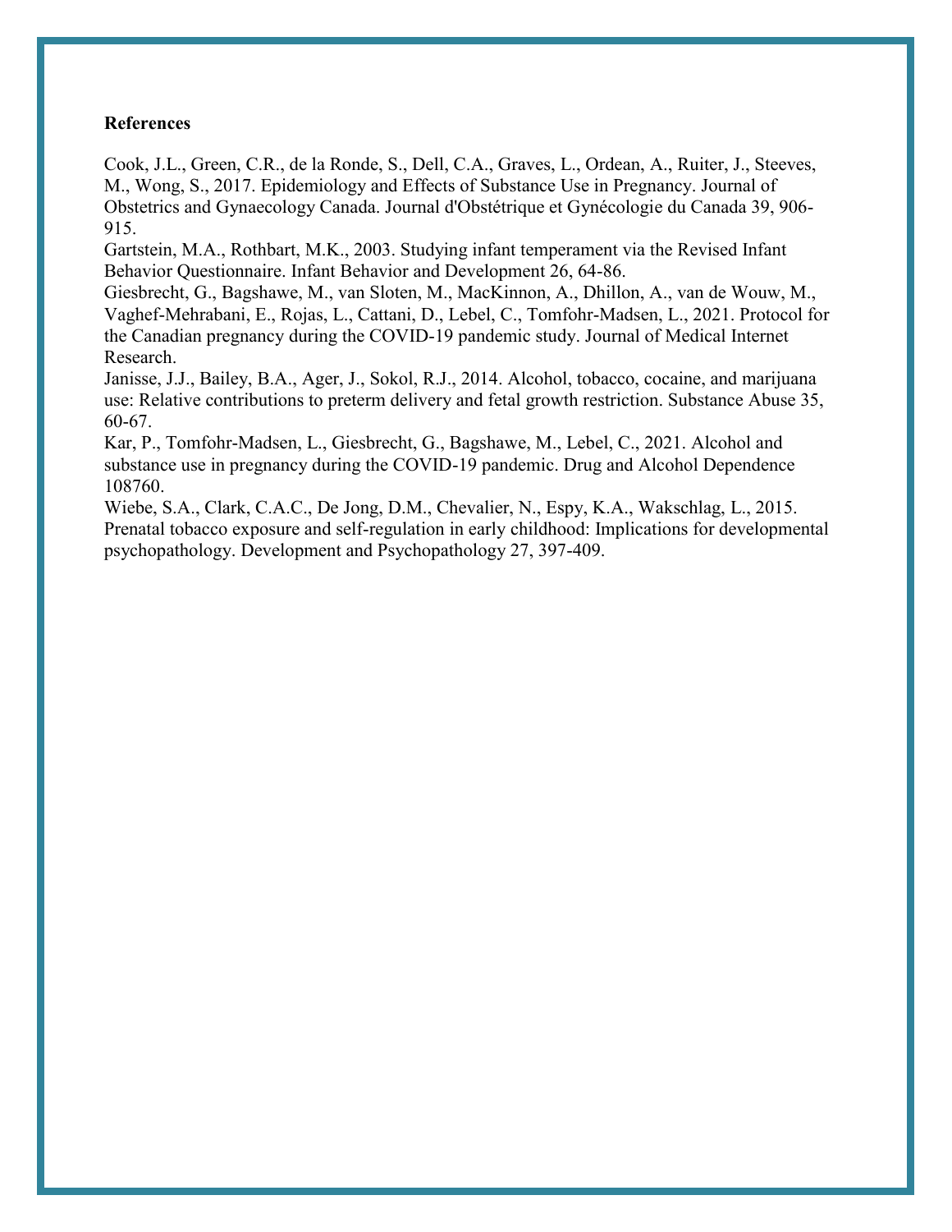**References**

Cook, J.L., Green, C.R., de la Ronde, S., Dell, C.A., Graves, L., Ordean, A., Ruiter, J., Steeves, M., Wong, S., 2017. Epidemiology and Effects of Substance Use in Pregnancy. Journal of Obstetrics and Gynaecology Canada. Journal d'Obstétrique et Gynécologie du Canada 39, 906-915.

Gartstein, M.A., Rothbart, M.K., 2003. Studying infant temperament via the Revised Infant Behavior Questionnaire. Infant Behavior and Development 26, 64-86.

Giesbrecht, G., Bagshawe, M., van Sloten, M., MacKinnon, A., Dhillon, A., van de Wouw, M., Vaghef-Mehrabani, E., Rojas, L., Cattani, D., Lebel, C., Tomfohr-Madsen, L., 2021. Protocol for the Canadian pregnancy during the COVID-19 pandemic study. Journal of Medical Internet Research.

Janisse, J.J., Bailey, B.A., Ager, J., Sokol, R.J., 2014. Alcohol, tobacco, cocaine, and marijuana use: Relative contributions to preterm delivery and fetal growth restriction. Substance Abuse 35, 60-67.

Kar, P., Tomfohr-Madsen, L., Giesbrecht, G., Bagshawe, M., Lebel, C., 2021. Alcohol and substance use in pregnancy during the COVID-19 pandemic. Drug and Alcohol Dependence 108760.

Wiebe, S.A., Clark, C.A.C., De Jong, D.M., Chevalier, N., Espy, K.A., Wakschlag, L., 2015. Prenatal tobacco exposure and self-regulation in early childhood: Implications for developmental psychopathology. Development and Psychopathology 27, 397-409.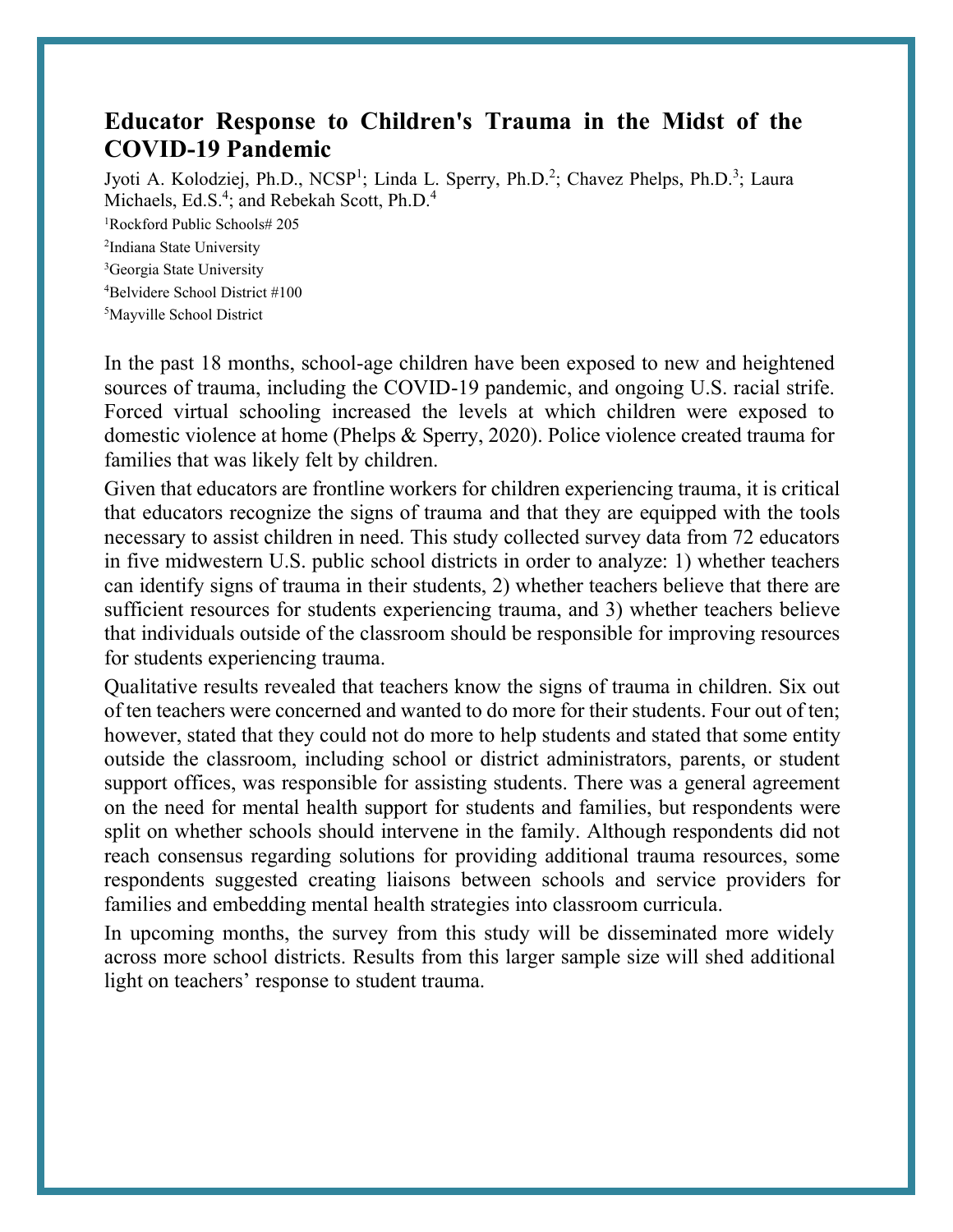# Educator Response to Children's Trauma in the Midst of the COVID-19 Pandemic

Jyoti A. Kolodziej, Ph.D., NCSP[1]; Linda L. Sperry, Ph.D.[2]; Chavez Phelps, Ph.D.[3]; Laura Michaels, Ed.S.[4]; and Rebekah Scott, Ph.D.[4]

[1]Rockford Public Schools# 205

[2]Indiana State University

[3]Georgia State University

[4]Belvidere School District #100

[5]Mayville School District

In the past 18 months, school-age children have been exposed to new and heightened sources of trauma, including the COVID-19 pandemic, and ongoing U.S. racial strife. Forced virtual schooling increased the levels at which children were exposed to domestic violence at home (Phelps & Sperry, 2020). Police violence created trauma for families that was likely felt by children.

Given that educators are frontline workers for children experiencing trauma, it is critical that educators recognize the signs of trauma and that they are equipped with the tools necessary to assist children in need. This study collected survey data from 72 educators in five midwestern U.S. public school districts in order to analyze: 1) whether teachers can identify signs of trauma in their students, 2) whether teachers believe that there are sufficient resources for students experiencing trauma, and 3) whether teachers believe that individuals outside of the classroom should be responsible for improving resources for students experiencing trauma.

Qualitative results revealed that teachers know the signs of trauma in children. Six out of ten teachers were concerned and wanted to do more for their students. Four out of ten; however, stated that they could not do more to help students and stated that some entity outside the classroom, including school or district administrators, parents, or student support offices, was responsible for assisting students. There was a general agreement on the need for mental health support for students and families, but respondents were split on whether schools should intervene in the family. Although respondents did not reach consensus regarding solutions for providing additional trauma resources, some respondents suggested creating liaisons between schools and service providers for families and embedding mental health strategies into classroom curricula.

In upcoming months, the survey from this study will be disseminated more widely across more school districts. Results from this larger sample size will shed additional light on teachers' response to student trauma.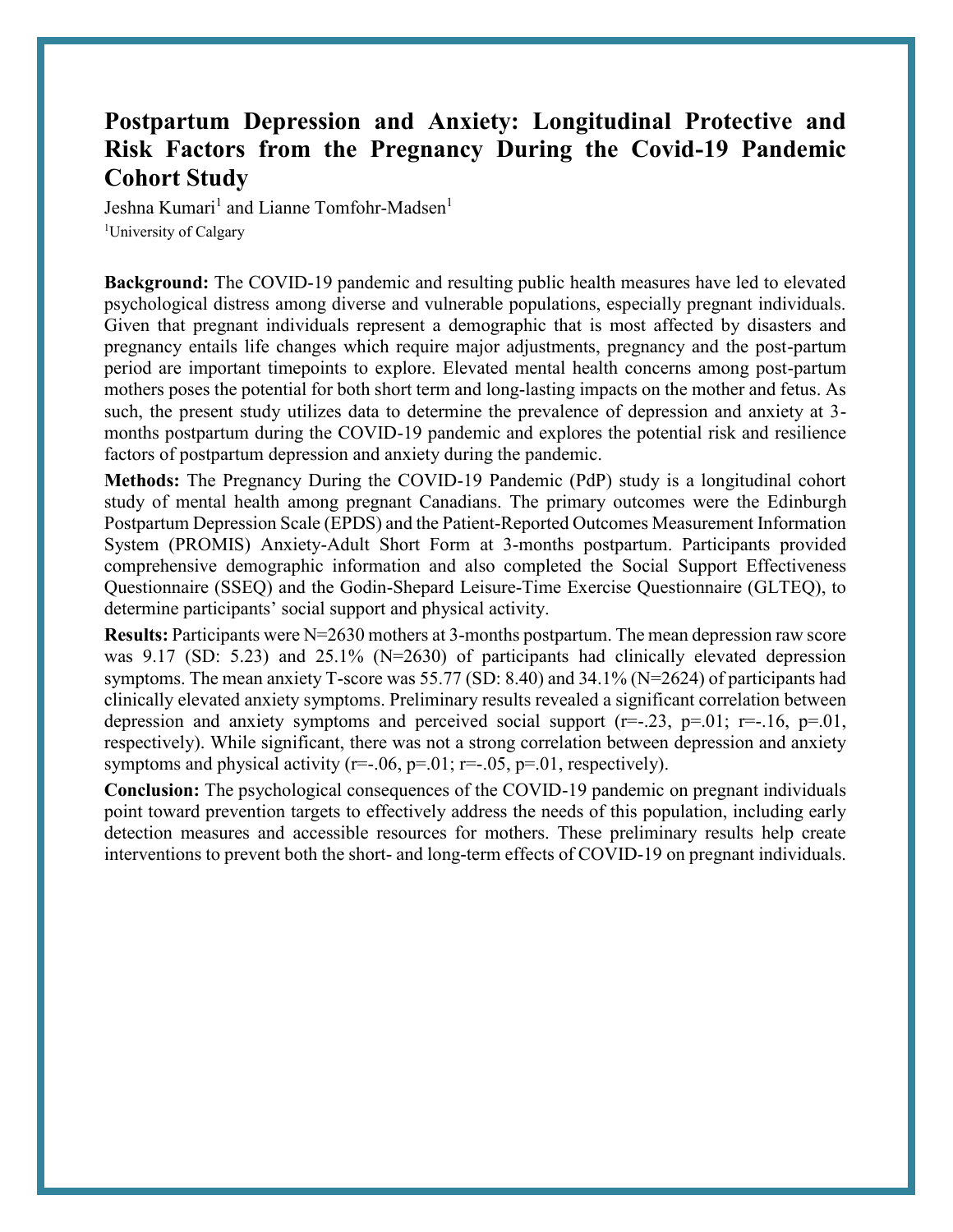# Postpartum Depression and Anxiety: Longitudinal Protective and Risk Factors from the Pregnancy During the Covid-19 Pandemic Cohort Study

Jeshna Kumari[1] and Lianne Tomfohr-Madsen[1]

[1]University of Calgary

**Background:** The COVID-19 pandemic and resulting public health measures have led to elevated psychological distress among diverse and vulnerable populations, especially pregnant individuals. Given that pregnant individuals represent a demographic that is most affected by disasters and pregnancy entails life changes which require major adjustments, pregnancy and the post-partum period are important timepoints to explore. Elevated mental health concerns among post-partum mothers poses the potential for both short term and long-lasting impacts on the mother and fetus. As such, the present study utilizes data to determine the prevalence of depression and anxiety at 3-months postpartum during the COVID-19 pandemic and explores the potential risk and resilience factors of postpartum depression and anxiety during the pandemic.

**Methods:** The Pregnancy During the COVID-19 Pandemic (PdP) study is a longitudinal cohort study of mental health among pregnant Canadians. The primary outcomes were the Edinburgh Postpartum Depression Scale (EPDS) and the Patient-Reported Outcomes Measurement Information System (PROMIS) Anxiety-Adult Short Form at 3-months postpartum. Participants provided comprehensive demographic information and also completed the Social Support Effectiveness Questionnaire (SSEQ) and the Godin-Shepard Leisure-Time Exercise Questionnaire (GLTEQ), to determine participants' social support and physical activity.

**Results:** Participants were N=2630 mothers at 3-months postpartum. The mean depression raw score was 9.17 (SD: 5.23) and 25.1% (N=2630) of participants had clinically elevated depression symptoms. The mean anxiety T-score was 55.77 (SD: 8.40) and 34.1% (N=2624) of participants had clinically elevated anxiety symptoms. Preliminary results revealed a significant correlation between depression and anxiety symptoms and perceived social support ($r=-.23$, $p=.01$; $r=-.16$, $p=.01$, respectively). While significant, there was not a strong correlation between depression and anxiety symptoms and physical activity ($r=-.06$, $p=.01$; $r=-.05$, $p=.01$, respectively).

**Conclusion:** The psychological consequences of the COVID-19 pandemic on pregnant individuals point toward prevention targets to effectively address the needs of this population, including early detection measures and accessible resources for mothers. These preliminary results help create interventions to prevent both the short- and long-term effects of COVID-19 on pregnant individuals.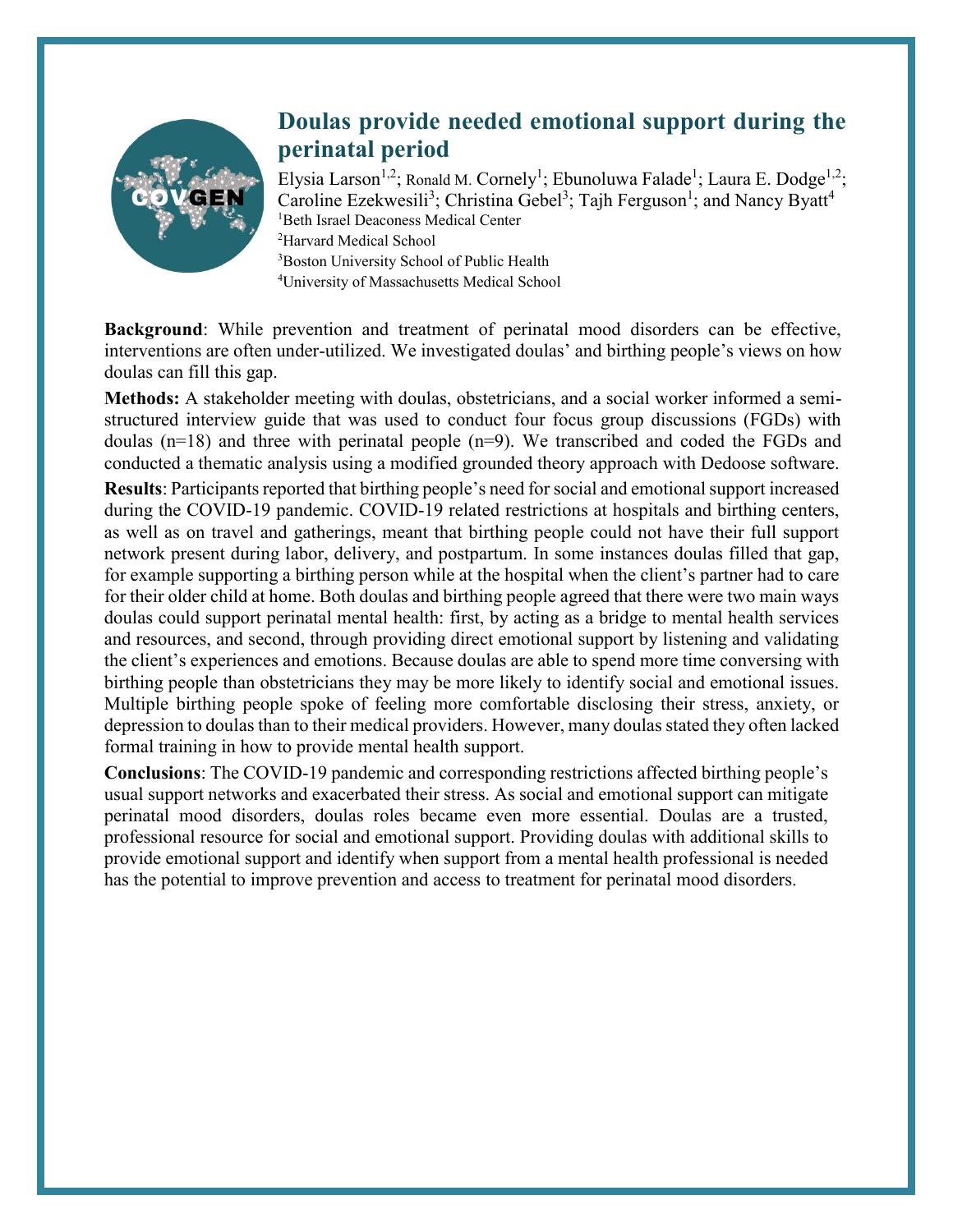# Doulas provide needed emotional support during the perinatal period

Elysia Larson[1,2]; Ronald M. Cornely[1]; Ebunoluwa Falade[1]; Laura E. Dodge[1,2]; Caroline Ezekwesili[3]; Christina Gebel[3]; Tajh Ferguson[1]; and Nancy Byatt[4]

[1]Beth Israel Deaconess Medical Center
[2]Harvard Medical School
[3]Boston University School of Public Health
[4]University of Massachusetts Medical School

**Background**: While prevention and treatment of perinatal mood disorders can be effective, interventions are often under-utilized. We investigated doulas' and birthing people's views on how doulas can fill this gap.

**Methods:** A stakeholder meeting with doulas, obstetricians, and a social worker informed a semi-structured interview guide that was used to conduct four focus group discussions (FGDs) with doulas (n=18) and three with perinatal people (n=9). We transcribed and coded the FGDs and conducted a thematic analysis using a modified grounded theory approach with Dedoose software.

**Results**: Participants reported that birthing people's need for social and emotional support increased during the COVID-19 pandemic. COVID-19 related restrictions at hospitals and birthing centers, as well as on travel and gatherings, meant that birthing people could not have their full support network present during labor, delivery, and postpartum. In some instances doulas filled that gap, for example supporting a birthing person while at the hospital when the client's partner had to care for their older child at home. Both doulas and birthing people agreed that there were two main ways doulas could support perinatal mental health: first, by acting as a bridge to mental health services and resources, and second, through providing direct emotional support by listening and validating the client's experiences and emotions. Because doulas are able to spend more time conversing with birthing people than obstetricians they may be more likely to identify social and emotional issues. Multiple birthing people spoke of feeling more comfortable disclosing their stress, anxiety, or depression to doulas than to their medical providers. However, many doulas stated they often lacked formal training in how to provide mental health support.

**Conclusions**: The COVID-19 pandemic and corresponding restrictions affected birthing people's usual support networks and exacerbated their stress. As social and emotional support can mitigate perinatal mood disorders, doulas roles became even more essential. Doulas are a trusted, professional resource for social and emotional support. Providing doulas with additional skills to provide emotional support and identify when support from a mental health professional is needed has the potential to improve prevention and access to treatment for perinatal mood disorders.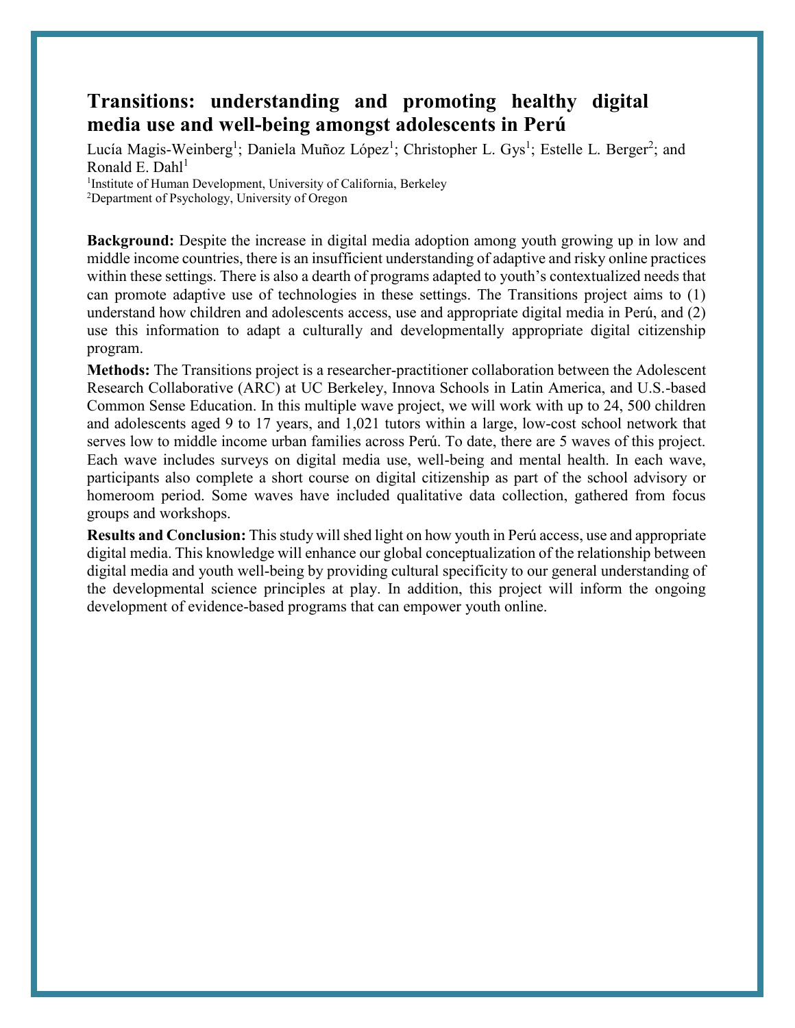# Transitions: understanding and promoting healthy digital media use and well-being amongst adolescents in Perú

Lucía Magis-Weinberg[1]; Daniela Muñoz López[1]; Christopher L. Gys[1]; Estelle L. Berger[2]; and Ronald E. Dahl[1]

[1]Institute of Human Development, University of California, Berkeley

[2]Department of Psychology, University of Oregon

**Background:** Despite the increase in digital media adoption among youth growing up in low and middle income countries, there is an insufficient understanding of adaptive and risky online practices within these settings. There is also a dearth of programs adapted to youth's contextualized needs that can promote adaptive use of technologies in these settings. The Transitions project aims to (1) understand how children and adolescents access, use and appropriate digital media in Perú, and (2) use this information to adapt a culturally and developmentally appropriate digital citizenship program.

**Methods:** The Transitions project is a researcher-practitioner collaboration between the Adolescent Research Collaborative (ARC) at UC Berkeley, Innova Schools in Latin America, and U.S.-based Common Sense Education. In this multiple wave project, we will work with up to 24, 500 children and adolescents aged 9 to 17 years, and 1,021 tutors within a large, low-cost school network that serves low to middle income urban families across Perú. To date, there are 5 waves of this project. Each wave includes surveys on digital media use, well-being and mental health. In each wave, participants also complete a short course on digital citizenship as part of the school advisory or homeroom period. Some waves have included qualitative data collection, gathered from focus groups and workshops.

**Results and Conclusion:** This study will shed light on how youth in Perú access, use and appropriate digital media. This knowledge will enhance our global conceptualization of the relationship between digital media and youth well-being by providing cultural specificity to our general understanding of the developmental science principles at play. In addition, this project will inform the ongoing development of evidence-based programs that can empower youth online.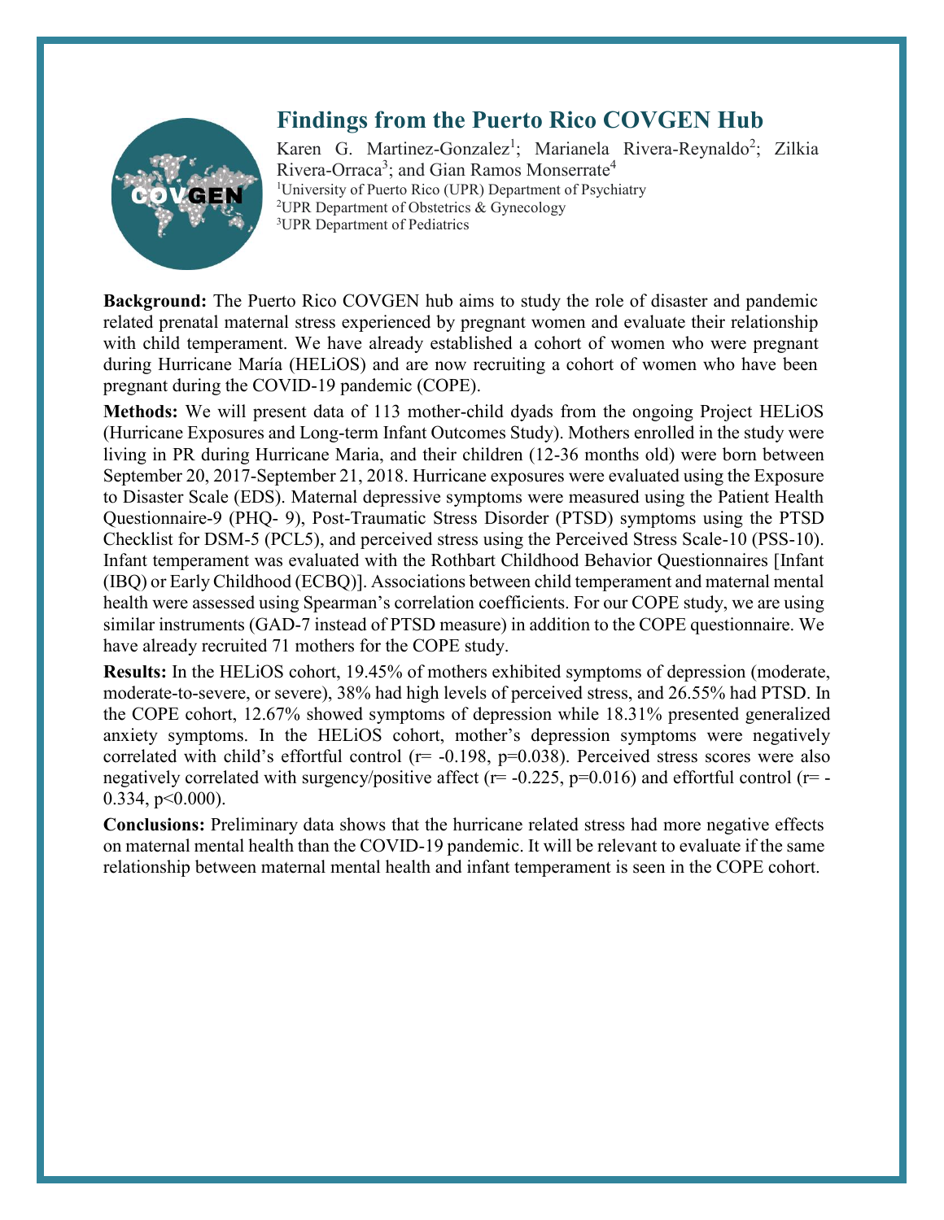## Findings from the Puerto Rico COVGEN Hub

Karen G. Martinez-Gonzalez[1]; Marianela Rivera-Reynaldo[2]; Zilkia Rivera-Orraca[3]; and Gian Ramos Monserrate[4]

[1]University of Puerto Rico (UPR) Department of Psychiatry
[2]UPR Department of Obstetrics & Gynecology
[3]UPR Department of Pediatrics

**Background:** The Puerto Rico COVGEN hub aims to study the role of disaster and pandemic related prenatal maternal stress experienced by pregnant women and evaluate their relationship with child temperament. We have already established a cohort of women who were pregnant during Hurricane María (HELiOS) and are now recruiting a cohort of women who have been pregnant during the COVID-19 pandemic (COPE).

**Methods:** We will present data of 113 mother-child dyads from the ongoing Project HELiOS (Hurricane Exposures and Long-term Infant Outcomes Study). Mothers enrolled in the study were living in PR during Hurricane Maria, and their children (12-36 months old) were born between September 20, 2017-September 21, 2018. Hurricane exposures were evaluated using the Exposure to Disaster Scale (EDS). Maternal depressive symptoms were measured using the Patient Health Questionnaire-9 (PHQ- 9), Post-Traumatic Stress Disorder (PTSD) symptoms using the PTSD Checklist for DSM-5 (PCL5), and perceived stress using the Perceived Stress Scale-10 (PSS-10). Infant temperament was evaluated with the Rothbart Childhood Behavior Questionnaires [Infant (IBQ) or Early Childhood (ECBQ)]. Associations between child temperament and maternal mental health were assessed using Spearman's correlation coefficients. For our COPE study, we are using similar instruments (GAD-7 instead of PTSD measure) in addition to the COPE questionnaire. We have already recruited 71 mothers for the COPE study.

**Results:** In the HELiOS cohort, 19.45% of mothers exhibited symptoms of depression (moderate, moderate-to-severe, or severe), 38% had high levels of perceived stress, and 26.55% had PTSD. In the COPE cohort, 12.67% showed symptoms of depression while 18.31% presented generalized anxiety symptoms. In the HELiOS cohort, mother's depression symptoms were negatively correlated with child's effortful control ($r = -0.198$, $p = 0.038$). Perceived stress scores were also negatively correlated with surgency/positive affect ($r = -0.225$, $p = 0.016$) and effortful control ($r = -0.334$, $p < 0.000$).

**Conclusions:** Preliminary data shows that the hurricane related stress had more negative effects on maternal mental health than the COVID-19 pandemic. It will be relevant to evaluate if the same relationship between maternal mental health and infant temperament is seen in the COPE cohort.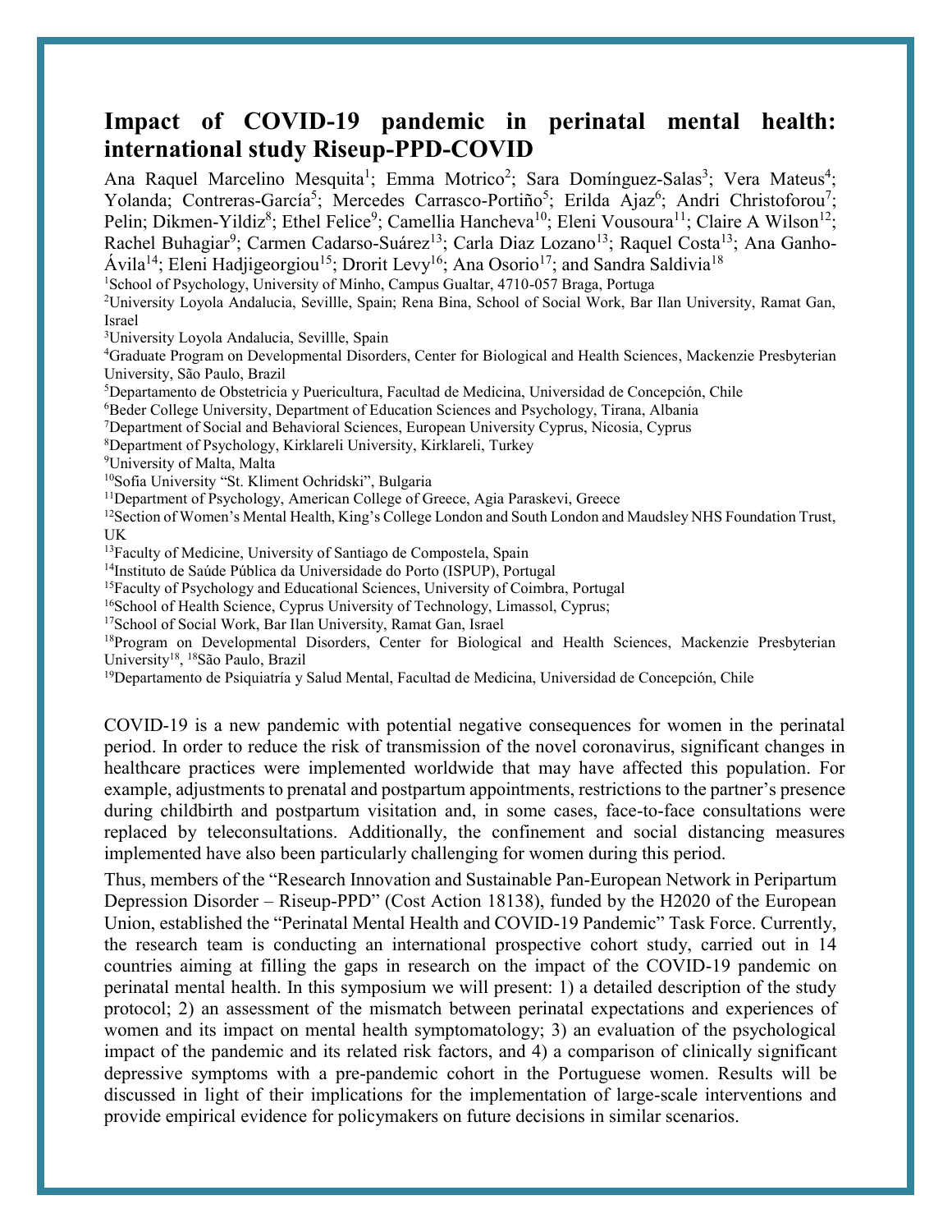# Impact of COVID-19 pandemic in perinatal mental health: international study Riseup-PPD-COVID

Ana Raquel Marcelino Mesquita[1]; Emma Motrico[2]; Sara Domínguez-Salas[3]; Vera Mateus[4]; Yolanda; Contreras-García[5]; Mercedes Carrasco-Portiño[5]; Erilda Ajaz[6]; Andri Christoforou[7]; Pelin; Dikmen-Yildiz[8]; Ethel Felice[9]; Camellia Hancheva[10]; Eleni Vousoura[11]; Claire A Wilson[12]; Rachel Buhagiar[9]; Carmen Cadarso-Suárez[13]; Carla Diaz Lozano[13]; Raquel Costa[13]; Ana Ganho-Ávila[14]; Eleni Hadjigeorgiou[15]; Drorit Levy[16]; Ana Osorio[17]; and Sandra Saldivia[18]

[1]School of Psychology, University of Minho, Campus Gualtar, 4710-057 Braga, Portuga

[2]University Loyola Andalucia, Sevillle, Spain; Rena Bina, School of Social Work, Bar Ilan University, Ramat Gan, Israel

[3]University Loyola Andalucia, Sevillle, Spain

[4]Graduate Program on Developmental Disorders, Center for Biological and Health Sciences, Mackenzie Presbyterian University, São Paulo, Brazil

[5]Departamento de Obstetricia y Puericultura, Facultad de Medicina, Universidad de Concepción, Chile

[6]Beder College University, Department of Education Sciences and Psychology, Tirana, Albania

[7]Department of Social and Behavioral Sciences, European University Cyprus, Nicosia, Cyprus

[8]Department of Psychology, Kirklareli University, Kirklareli, Turkey

[9]University of Malta, Malta

[10]Sofia University "St. Kliment Ochridski", Bulgaria

[11]Department of Psychology, American College of Greece, Agia Paraskevi, Greece

[12]Section of Women's Mental Health, King's College London and South London and Maudsley NHS Foundation Trust, UK

[13]Faculty of Medicine, University of Santiago de Compostela, Spain

[14]Instituto de Saúde Pública da Universidade do Porto (ISPUP), Portugal

[15]Faculty of Psychology and Educational Sciences, University of Coimbra, Portugal

[16]School of Health Science, Cyprus University of Technology, Limassol, Cyprus;

[17]School of Social Work, Bar Ilan University, Ramat Gan, Israel

[18]Program on Developmental Disorders, Center for Biological and Health Sciences, Mackenzie Presbyterian University[18], [18]São Paulo, Brazil

[19]Departamento de Psiquiatría y Salud Mental, Facultad de Medicina, Universidad de Concepción, Chile

COVID-19 is a new pandemic with potential negative consequences for women in the perinatal period. In order to reduce the risk of transmission of the novel coronavirus, significant changes in healthcare practices were implemented worldwide that may have affected this population. For example, adjustments to prenatal and postpartum appointments, restrictions to the partner's presence during childbirth and postpartum visitation and, in some cases, face-to-face consultations were replaced by teleconsultations. Additionally, the confinement and social distancing measures implemented have also been particularly challenging for women during this period.

Thus, members of the "Research Innovation and Sustainable Pan-European Network in Peripartum Depression Disorder – Riseup-PPD" (Cost Action 18138), funded by the H2020 of the European Union, established the "Perinatal Mental Health and COVID-19 Pandemic" Task Force. Currently, the research team is conducting an international prospective cohort study, carried out in 14 countries aiming at filling the gaps in research on the impact of the COVID-19 pandemic on perinatal mental health. In this symposium we will present: 1) a detailed description of the study protocol; 2) an assessment of the mismatch between perinatal expectations and experiences of women and its impact on mental health symptomatology; 3) an evaluation of the psychological impact of the pandemic and its related risk factors, and 4) a comparison of clinically significant depressive symptoms with a pre-pandemic cohort in the Portuguese women. Results will be discussed in light of their implications for the implementation of large-scale interventions and provide empirical evidence for policymakers on future decisions in similar scenarios.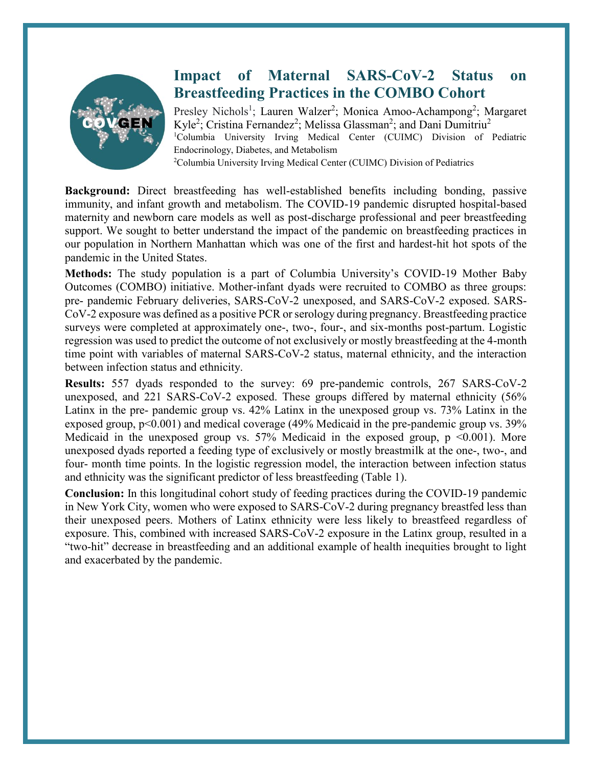# Impact of Maternal SARS-CoV-2 Status on Breastfeeding Practices in the COMBO Cohort

Presley Nichols[1]; Lauren Walzer[2]; Monica Amoo-Achampong[2]; Margaret Kyle[2]; Cristina Fernandez[2]; Melissa Glassman[2]; and Dani Dumitriu[2]

[1]Columbia University Irving Medical Center (CUIMC) Division of Pediatric Endocrinology, Diabetes, and Metabolism

[2]Columbia University Irving Medical Center (CUIMC) Division of Pediatrics

**Background:** Direct breastfeeding has well-established benefits including bonding, passive immunity, and infant growth and metabolism. The COVID-19 pandemic disrupted hospital-based maternity and newborn care models as well as post-discharge professional and peer breastfeeding support. We sought to better understand the impact of the pandemic on breastfeeding practices in our population in Northern Manhattan which was one of the first and hardest-hit hot spots of the pandemic in the United States.

**Methods:** The study population is a part of Columbia University's COVID-19 Mother Baby Outcomes (COMBO) initiative. Mother-infant dyads were recruited to COMBO as three groups: pre- pandemic February deliveries, SARS-CoV-2 unexposed, and SARS-CoV-2 exposed. SARS-CoV-2 exposure was defined as a positive PCR or serology during pregnancy. Breastfeeding practice surveys were completed at approximately one-, two-, four-, and six-months post-partum. Logistic regression was used to predict the outcome of not exclusively or mostly breastfeeding at the 4-month time point with variables of maternal SARS-CoV-2 status, maternal ethnicity, and the interaction between infection status and ethnicity.

**Results:** 557 dyads responded to the survey: 69 pre-pandemic controls, 267 SARS-CoV-2 unexposed, and 221 SARS-CoV-2 exposed. These groups differed by maternal ethnicity (56% Latinx in the pre- pandemic group vs. 42% Latinx in the unexposed group vs. 73% Latinx in the exposed group, $p<0.001$) and medical coverage (49% Medicaid in the pre-pandemic group vs. 39% Medicaid in the unexposed group vs. 57% Medicaid in the exposed group, $p <0.001$). More unexposed dyads reported a feeding type of exclusively or mostly breastmilk at the one-, two-, and four- month time points. In the logistic regression model, the interaction between infection status and ethnicity was the significant predictor of less breastfeeding (Table 1).

**Conclusion:** In this longitudinal cohort study of feeding practices during the COVID-19 pandemic in New York City, women who were exposed to SARS-CoV-2 during pregnancy breastfed less than their unexposed peers. Mothers of Latinx ethnicity were less likely to breastfeed regardless of exposure. This, combined with increased SARS-CoV-2 exposure in the Latinx group, resulted in a "two-hit" decrease in breastfeeding and an additional example of health inequities brought to light and exacerbated by the pandemic.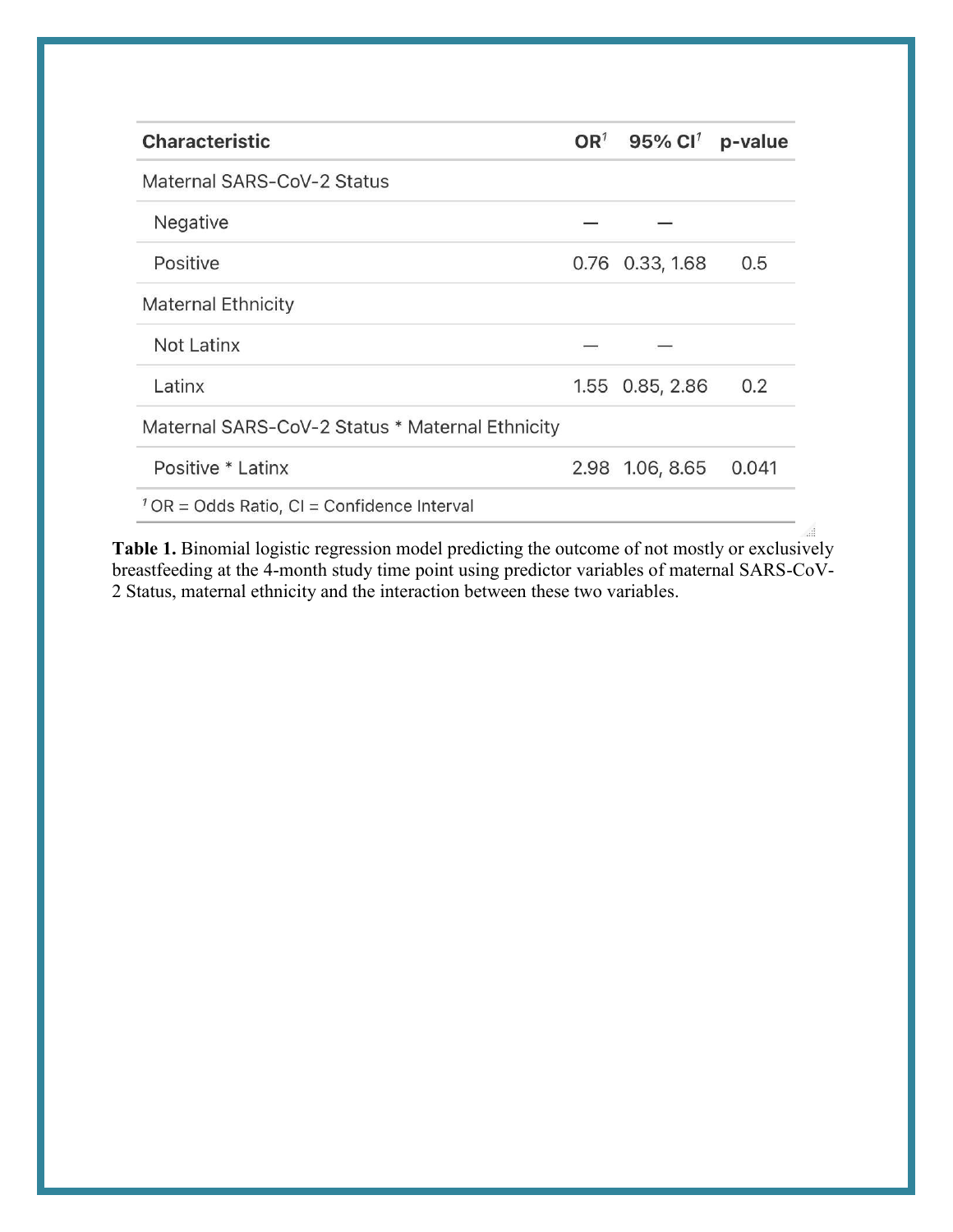| Characteristic | OR[1] | 95% CI[1] | p-value |
|---|---|---|---|
| Maternal SARS-CoV-2 Status | | | |
| Negative | — | — | |
| Positive | 0.76 | 0.33, 1.68 | 0.5 |
| Maternal Ethnicity | | | |
| Not Latinx | — | — | |
| Latinx | 1.55 | 0.85, 2.86 | 0.2 |
| Maternal SARS-CoV-2 Status * Maternal Ethnicity | | | |
| Positive * Latinx | 2.98 | 1.06, 8.65 | 0.041 |

[1] OR = Odds Ratio, CI = Confidence Interval

**Table 1.** Binomial logistic regression model predicting the outcome of not mostly or exclusively breastfeeding at the 4-month study time point using predictor variables of maternal SARS-CoV-2 Status, maternal ethnicity and the interaction between these two variables.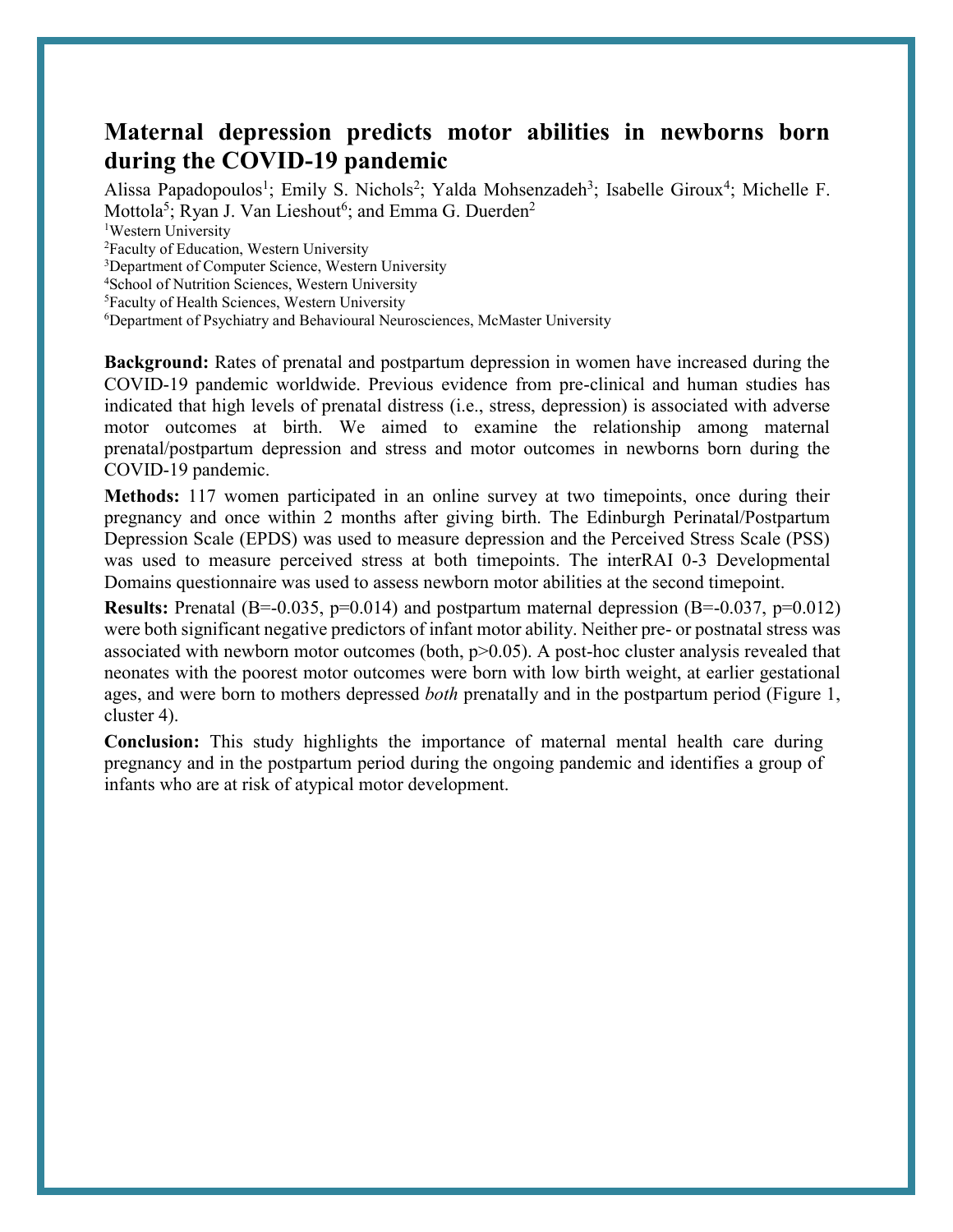# Maternal depression predicts motor abilities in newborns born during the COVID-19 pandemic

Alissa Papadopoulos[1]; Emily S. Nichols[2]; Yalda Mohsenzadeh[3]; Isabelle Giroux[4]; Michelle F. Mottola[5]; Ryan J. Van Lieshout[6]; and Emma G. Duerden[2]

[1]Western University
[2]Faculty of Education, Western University
[3]Department of Computer Science, Western University
[4]School of Nutrition Sciences, Western University
[5]Faculty of Health Sciences, Western University
[6]Department of Psychiatry and Behavioural Neurosciences, McMaster University

**Background:** Rates of prenatal and postpartum depression in women have increased during the COVID-19 pandemic worldwide. Previous evidence from pre-clinical and human studies has indicated that high levels of prenatal distress (i.e., stress, depression) is associated with adverse motor outcomes at birth. We aimed to examine the relationship among maternal prenatal/postpartum depression and stress and motor outcomes in newborns born during the COVID-19 pandemic.

**Methods:** 117 women participated in an online survey at two timepoints, once during their pregnancy and once within 2 months after giving birth. The Edinburgh Perinatal/Postpartum Depression Scale (EPDS) was used to measure depression and the Perceived Stress Scale (PSS) was used to measure perceived stress at both timepoints. The interRAI 0-3 Developmental Domains questionnaire was used to assess newborn motor abilities at the second timepoint.

**Results:** Prenatal ($B=-0.035$, $p=0.014$) and postpartum maternal depression ($B=-0.037$, $p=0.012$) were both significant negative predictors of infant motor ability. Neither pre- or postnatal stress was associated with newborn motor outcomes (both, $p>0.05$). A post-hoc cluster analysis revealed that neonates with the poorest motor outcomes were born with low birth weight, at earlier gestational ages, and were born to mothers depressed *both* prenatally and in the postpartum period (Figure 1, cluster 4).

**Conclusion:** This study highlights the importance of maternal mental health care during pregnancy and in the postpartum period during the ongoing pandemic and identifies a group of infants who are at risk of atypical motor development.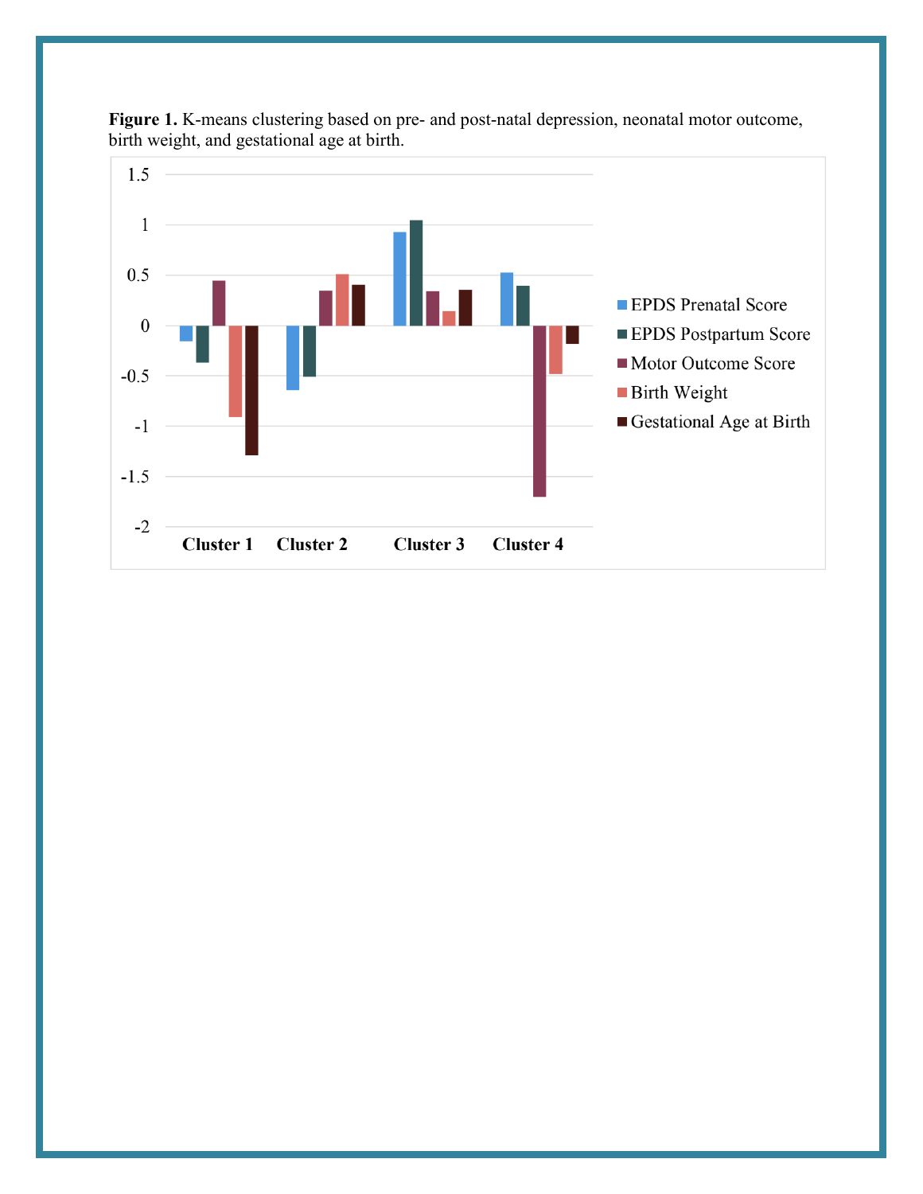**Figure 1.** K-means clustering based on pre- and post-natal depression, neonatal motor outcome, birth weight, and gestational age at birth.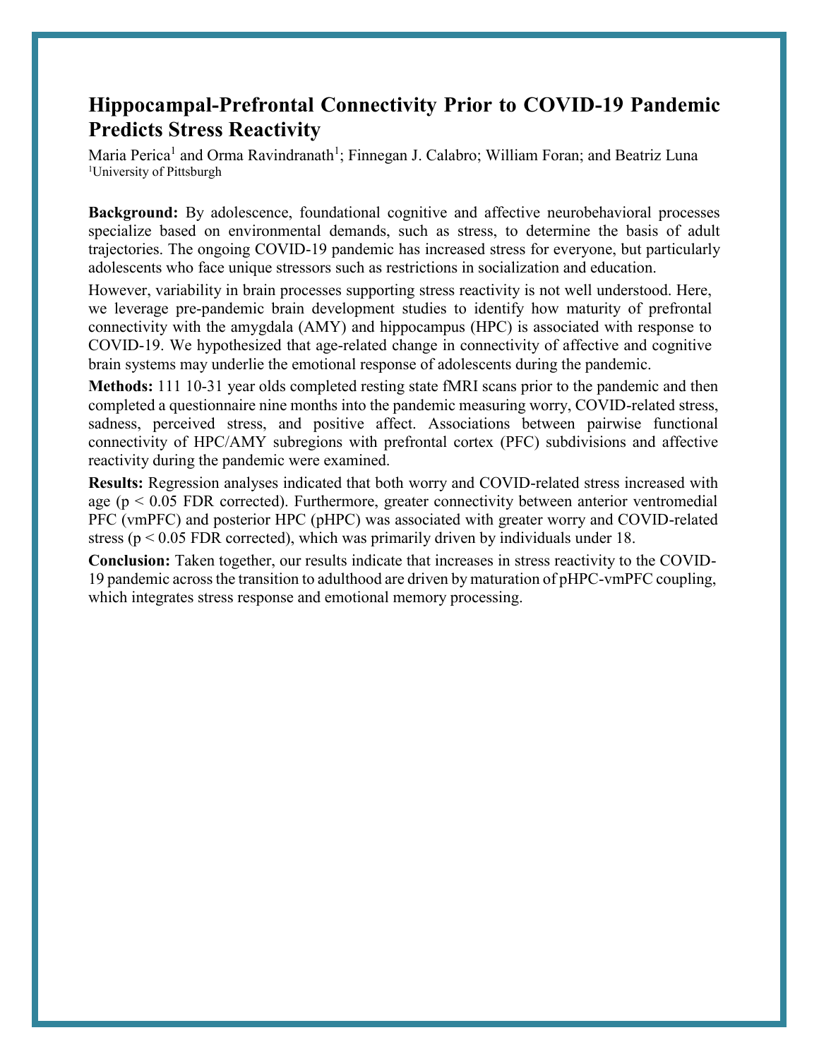# Hippocampal-Prefrontal Connectivity Prior to COVID-19 Pandemic Predicts Stress Reactivity

Maria Perica[1] and Orma Ravindranath[1]; Finnegan J. Calabro; William Foran; and Beatriz Luna

[1]University of Pittsburgh

**Background:** By adolescence, foundational cognitive and affective neurobehavioral processes specialize based on environmental demands, such as stress, to determine the basis of adult trajectories. The ongoing COVID-19 pandemic has increased stress for everyone, but particularly adolescents who face unique stressors such as restrictions in socialization and education.

However, variability in brain processes supporting stress reactivity is not well understood. Here, we leverage pre-pandemic brain development studies to identify how maturity of prefrontal connectivity with the amygdala (AMY) and hippocampus (HPC) is associated with response to COVID-19. We hypothesized that age-related change in connectivity of affective and cognitive brain systems may underlie the emotional response of adolescents during the pandemic.

**Methods:** 111 10-31 year olds completed resting state fMRI scans prior to the pandemic and then completed a questionnaire nine months into the pandemic measuring worry, COVID-related stress, sadness, perceived stress, and positive affect. Associations between pairwise functional connectivity of HPC/AMY subregions with prefrontal cortex (PFC) subdivisions and affective reactivity during the pandemic were examined.

**Results:** Regression analyses indicated that both worry and COVID-related stress increased with age ($p < 0.05$ FDR corrected). Furthermore, greater connectivity between anterior ventromedial PFC (vmPFC) and posterior HPC (pHPC) was associated with greater worry and COVID-related stress ($p < 0.05$ FDR corrected), which was primarily driven by individuals under 18.

**Conclusion:** Taken together, our results indicate that increases in stress reactivity to the COVID-19 pandemic across the transition to adulthood are driven by maturation of pHPC-vmPFC coupling, which integrates stress response and emotional memory processing.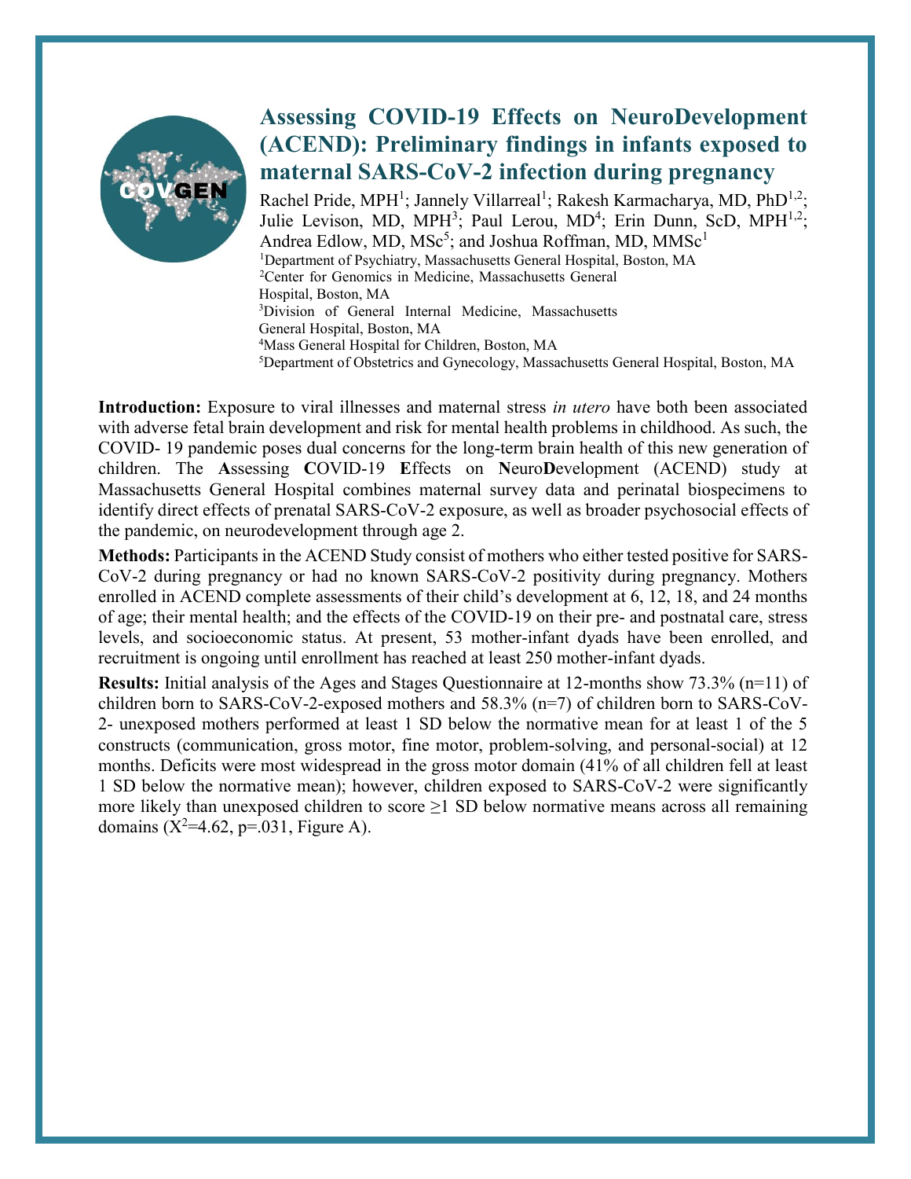# Assessing COVID-19 Effects on NeuroDevelopment (ACEND): Preliminary findings in infants exposed to maternal SARS-CoV-2 infection during pregnancy

Rachel Pride, MPH[1]; Jannely Villarreal[1]; Rakesh Karmacharya, MD, PhD[1,2]; Julie Levison, MD, MPH[3]; Paul Lerou, MD[4]; Erin Dunn, ScD, MPH[1,2]; Andrea Edlow, MD, MSc[5]; and Joshua Roffman, MD, MMSc[1]

[1]Department of Psychiatry, Massachusetts General Hospital, Boston, MA
[2]Center for Genomics in Medicine, Massachusetts General Hospital, Boston, MA
[3]Division of General Internal Medicine, Massachusetts General Hospital, Boston, MA
[4]Mass General Hospital for Children, Boston, MA
[5]Department of Obstetrics and Gynecology, Massachusetts General Hospital, Boston, MA

**Introduction:** Exposure to viral illnesses and maternal stress *in utero* have both been associated with adverse fetal brain development and risk for mental health problems in childhood. As such, the COVID- 19 pandemic poses dual concerns for the long-term brain health of this new generation of children. The **A**ssessing **C**OVID-19 **E**ffects on **N**euro**D**evelopment (ACEND) study at Massachusetts General Hospital combines maternal survey data and perinatal biospecimens to identify direct effects of prenatal SARS-CoV-2 exposure, as well as broader psychosocial effects of the pandemic, on neurodevelopment through age 2.

**Methods:** Participants in the ACEND Study consist of mothers who either tested positive for SARS-CoV-2 during pregnancy or had no known SARS-CoV-2 positivity during pregnancy. Mothers enrolled in ACEND complete assessments of their child's development at 6, 12, 18, and 24 months of age; their mental health; and the effects of the COVID-19 on their pre- and postnatal care, stress levels, and socioeconomic status. At present, 53 mother-infant dyads have been enrolled, and recruitment is ongoing until enrollment has reached at least 250 mother-infant dyads.

**Results:** Initial analysis of the Ages and Stages Questionnaire at 12-months show 73.3% (n=11) of children born to SARS-CoV-2-exposed mothers and 58.3% (n=7) of children born to SARS-CoV-2- unexposed mothers performed at least 1 SD below the normative mean for at least 1 of the 5 constructs (communication, gross motor, fine motor, problem-solving, and personal-social) at 12 months. Deficits were most widespread in the gross motor domain (41% of all children fell at least 1 SD below the normative mean); however, children exposed to SARS-CoV-2 were significantly more likely than unexposed children to score ≥1 SD below normative means across all remaining domains ($X^2$=4.62, p=.031, Figure A).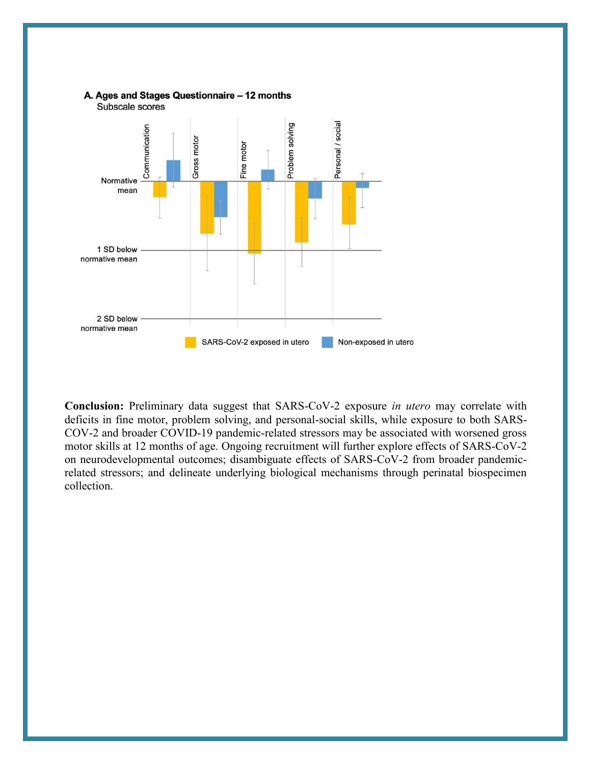**A. Ages and Stages Questionnaire – 12 months**

Subscale scores

Communication | Gross motor | Fine motor | Problem solving | Personal / social

Normative mean

1 SD below normative mean

2 SD below normative mean

SARS-CoV-2 exposed in utero | Non-exposed in utero

**Conclusion:** Preliminary data suggest that SARS-CoV-2 exposure *in utero* may correlate with deficits in fine motor, problem solving, and personal-social skills, while exposure to both SARS-COV-2 and broader COVID-19 pandemic-related stressors may be associated with worsened gross motor skills at 12 months of age. Ongoing recruitment will further explore effects of SARS-CoV-2 on neurodevelopmental outcomes; disambiguate effects of SARS-CoV-2 from broader pandemic-related stressors; and delineate underlying biological mechanisms through perinatal biospecimen collection.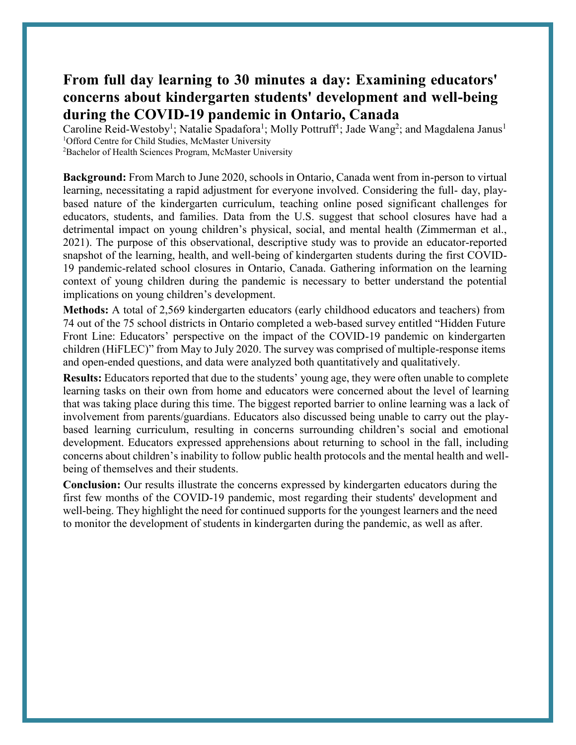# From full day learning to 30 minutes a day: Examining educators' concerns about kindergarten students' development and well-being during the COVID-19 pandemic in Ontario, Canada

Caroline Reid-Westoby[1]; Natalie Spadafora[1]; Molly Pottruff[1]; Jade Wang[2]; and Magdalena Janus[1]

[1]Offord Centre for Child Studies, McMaster University

[2]Bachelor of Health Sciences Program, McMaster University

**Background:** From March to June 2020, schools in Ontario, Canada went from in-person to virtual learning, necessitating a rapid adjustment for everyone involved. Considering the full- day, play-based nature of the kindergarten curriculum, teaching online posed significant challenges for educators, students, and families. Data from the U.S. suggest that school closures have had a detrimental impact on young children's physical, social, and mental health (Zimmerman et al., 2021). The purpose of this observational, descriptive study was to provide an educator-reported snapshot of the learning, health, and well-being of kindergarten students during the first COVID-19 pandemic-related school closures in Ontario, Canada. Gathering information on the learning context of young children during the pandemic is necessary to better understand the potential implications on young children's development.

**Methods:** A total of 2,569 kindergarten educators (early childhood educators and teachers) from 74 out of the 75 school districts in Ontario completed a web-based survey entitled "Hidden Future Front Line: Educators' perspective on the impact of the COVID-19 pandemic on kindergarten children (HiFLEC)" from May to July 2020. The survey was comprised of multiple-response items and open-ended questions, and data were analyzed both quantitatively and qualitatively.

**Results:** Educators reported that due to the students' young age, they were often unable to complete learning tasks on their own from home and educators were concerned about the level of learning that was taking place during this time. The biggest reported barrier to online learning was a lack of involvement from parents/guardians. Educators also discussed being unable to carry out the play-based learning curriculum, resulting in concerns surrounding children's social and emotional development. Educators expressed apprehensions about returning to school in the fall, including concerns about children's inability to follow public health protocols and the mental health and well-being of themselves and their students.

**Conclusion:** Our results illustrate the concerns expressed by kindergarten educators during the first few months of the COVID-19 pandemic, most regarding their students' development and well-being. They highlight the need for continued supports for the youngest learners and the need to monitor the development of students in kindergarten during the pandemic, as well as after.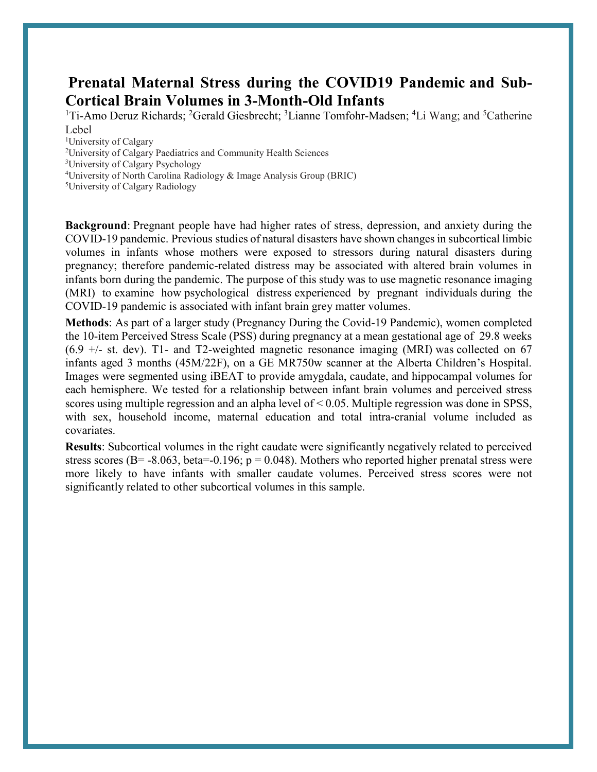# Prenatal Maternal Stress during the COVID19 Pandemic and Sub-Cortical Brain Volumes in 3-Month-Old Infants

[1]Ti-Amo Deruz Richards; [2]Gerald Giesbrecht; [3]Lianne Tomfohr-Madsen; [4]Li Wang; and [5]Catherine Lebel

[1]University of Calgary
[2]University of Calgary Paediatrics and Community Health Sciences
[3]University of Calgary Psychology
[4]University of North Carolina Radiology & Image Analysis Group (BRIC)
[5]University of Calgary Radiology

**Background**: Pregnant people have had higher rates of stress, depression, and anxiety during the COVID-19 pandemic. Previous studies of natural disasters have shown changes in subcortical limbic volumes in infants whose mothers were exposed to stressors during natural disasters during pregnancy; therefore pandemic-related distress may be associated with altered brain volumes in infants born during the pandemic. The purpose of this study was to use magnetic resonance imaging (MRI) to examine how psychological distress experienced by pregnant individuals during the COVID-19 pandemic is associated with infant brain grey matter volumes.

**Methods**: As part of a larger study (Pregnancy During the Covid-19 Pandemic), women completed the 10-item Perceived Stress Scale (PSS) during pregnancy at a mean gestational age of 29.8 weeks (6.9 +/- st. dev). T1- and T2-weighted magnetic resonance imaging (MRI) was collected on 67 infants aged 3 months (45M/22F), on a GE MR750w scanner at the Alberta Children's Hospital. Images were segmented using iBEAT to provide amygdala, caudate, and hippocampal volumes for each hemisphere. We tested for a relationship between infant brain volumes and perceived stress scores using multiple regression and an alpha level of $< 0.05$. Multiple regression was done in SPSS, with sex, household income, maternal education and total intra-cranial volume included as covariates.

**Results**: Subcortical volumes in the right caudate were significantly negatively related to perceived stress scores ($B = -8.063$, $beta = -0.196$; $p = 0.048$). Mothers who reported higher prenatal stress were more likely to have infants with smaller caudate volumes. Perceived stress scores were not significantly related to other subcortical volumes in this sample.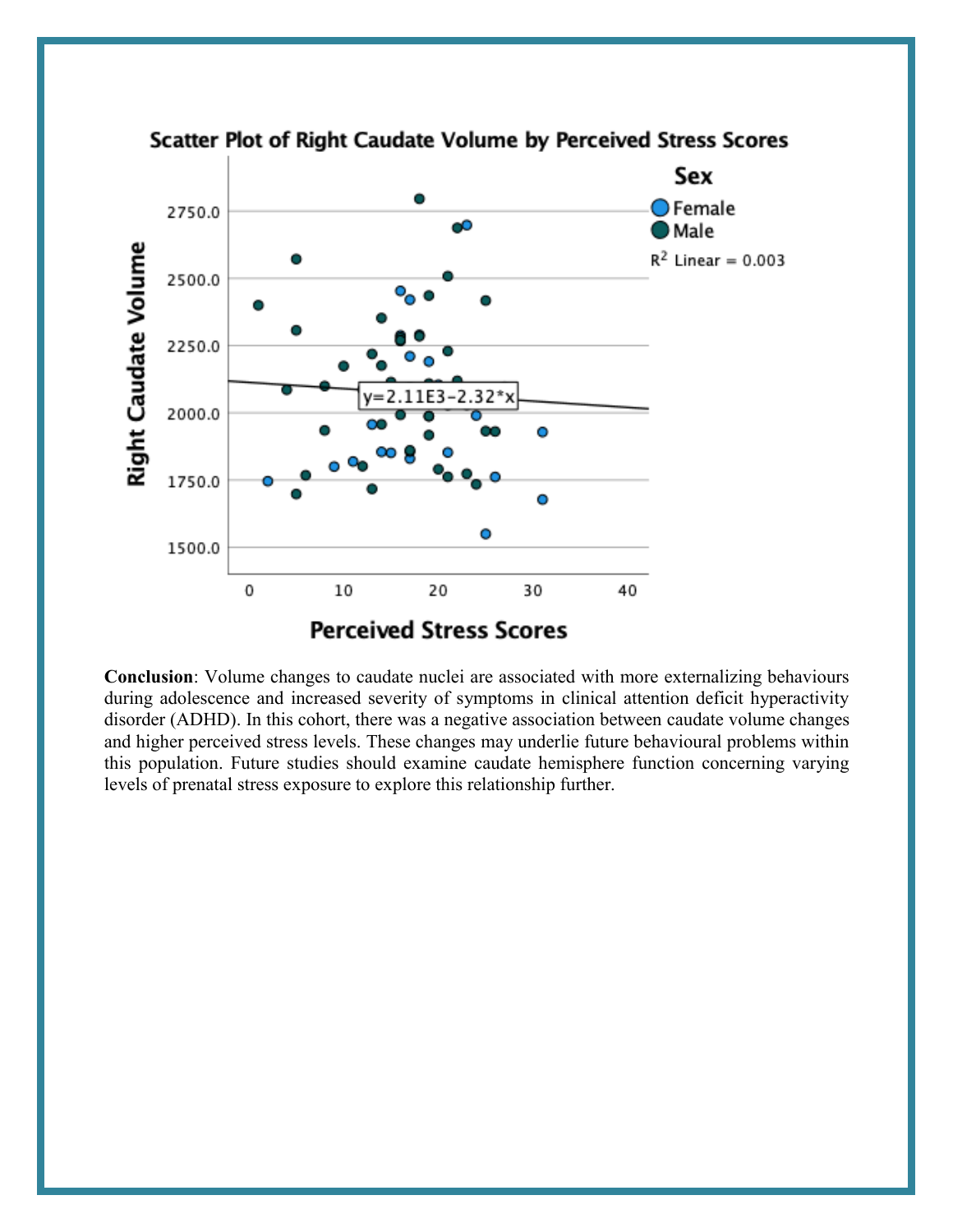**Conclusion**: Volume changes to caudate nuclei are associated with more externalizing behaviours during adolescence and increased severity of symptoms in clinical attention deficit hyperactivity disorder (ADHD). In this cohort, there was a negative association between caudate volume changes and higher perceived stress levels. These changes may underlie future behavioural problems within this population. Future studies should examine caudate hemisphere function concerning varying levels of prenatal stress exposure to explore this relationship further.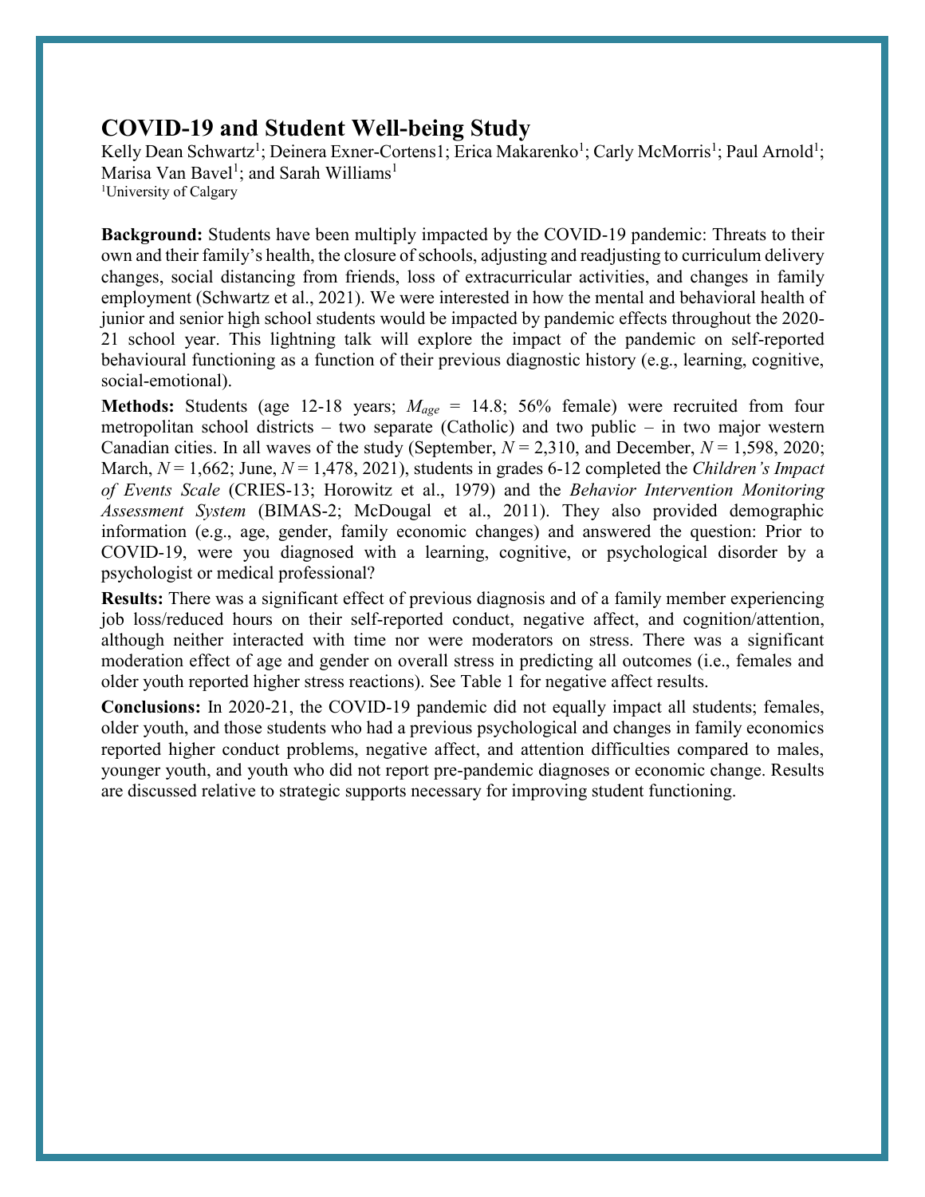## COVID-19 and Student Well-being Study

Kelly Dean Schwartz[1]; Deinera Exner-Cortens1; Erica Makarenko[1]; Carly McMorris[1]; Paul Arnold[1]; Marisa Van Bavel[1]; and Sarah Williams[1]

[1]University of Calgary

**Background:** Students have been multiply impacted by the COVID-19 pandemic: Threats to their own and their family's health, the closure of schools, adjusting and readjusting to curriculum delivery changes, social distancing from friends, loss of extracurricular activities, and changes in family employment (Schwartz et al., 2021). We were interested in how the mental and behavioral health of junior and senior high school students would be impacted by pandemic effects throughout the 2020-21 school year. This lightning talk will explore the impact of the pandemic on self-reported behavioural functioning as a function of their previous diagnostic history (e.g., learning, cognitive, social-emotional).

**Methods:** Students (age 12-18 years; $M_{age}$ = 14.8; 56% female) were recruited from four metropolitan school districts – two separate (Catholic) and two public – in two major western Canadian cities. In all waves of the study (September, $N$ = 2,310, and December, $N$ = 1,598, 2020; March, $N$ = 1,662; June, $N$ = 1,478, 2021), students in grades 6-12 completed the *Children's Impact of Events Scale* (CRIES-13; Horowitz et al., 1979) and the *Behavior Intervention Monitoring Assessment System* (BIMAS-2; McDougal et al., 2011). They also provided demographic information (e.g., age, gender, family economic changes) and answered the question: Prior to COVID-19, were you diagnosed with a learning, cognitive, or psychological disorder by a psychologist or medical professional?

**Results:** There was a significant effect of previous diagnosis and of a family member experiencing job loss/reduced hours on their self-reported conduct, negative affect, and cognition/attention, although neither interacted with time nor were moderators on stress. There was a significant moderation effect of age and gender on overall stress in predicting all outcomes (i.e., females and older youth reported higher stress reactions). See Table 1 for negative affect results.

**Conclusions:** In 2020-21, the COVID-19 pandemic did not equally impact all students; females, older youth, and those students who had a previous psychological and changes in family economics reported higher conduct problems, negative affect, and attention difficulties compared to males, younger youth, and youth who did not report pre-pandemic diagnoses or economic change. Results are discussed relative to strategic supports necessary for improving student functioning.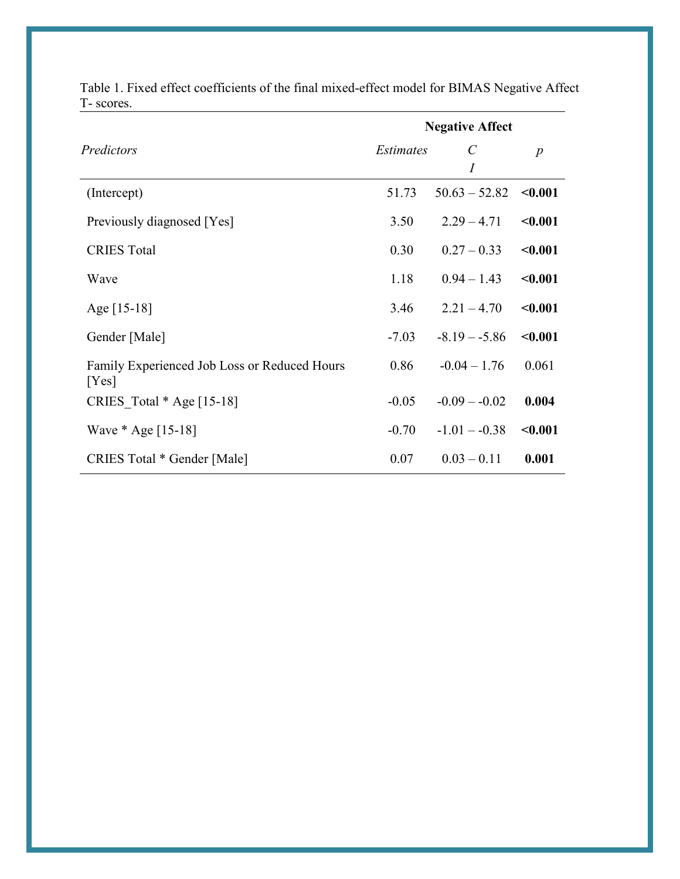Table 1. Fixed effect coefficients of the final mixed-effect model for BIMAS Negative Affect T- scores.

| | Negative Affect | | |
|---|---|---|---|
| *Predictors* | *Estimates* | *CI* | *p* |
| (Intercept) | 51.73 | 50.63 – 52.82 | **<0.001** |
| Previously diagnosed [Yes] | 3.50 | 2.29 – 4.71 | **<0.001** |
| CRIES Total | 0.30 | 0.27 – 0.33 | **<0.001** |
| Wave | 1.18 | 0.94 – 1.43 | **<0.001** |
| Age [15-18] | 3.46 | 2.21 – 4.70 | **<0.001** |
| Gender [Male] | -7.03 | -8.19 – -5.86 | **<0.001** |
| Family Experienced Job Loss or Reduced Hours [Yes] | 0.86 | -0.04 – 1.76 | 0.061 |
| CRIES_Total * Age [15-18] | -0.05 | -0.09 – -0.02 | **0.004** |
| Wave * Age [15-18] | -0.70 | -1.01 – -0.38 | **<0.001** |
| CRIES Total * Gender [Male] | 0.07 | 0.03 – 0.11 | **0.001** |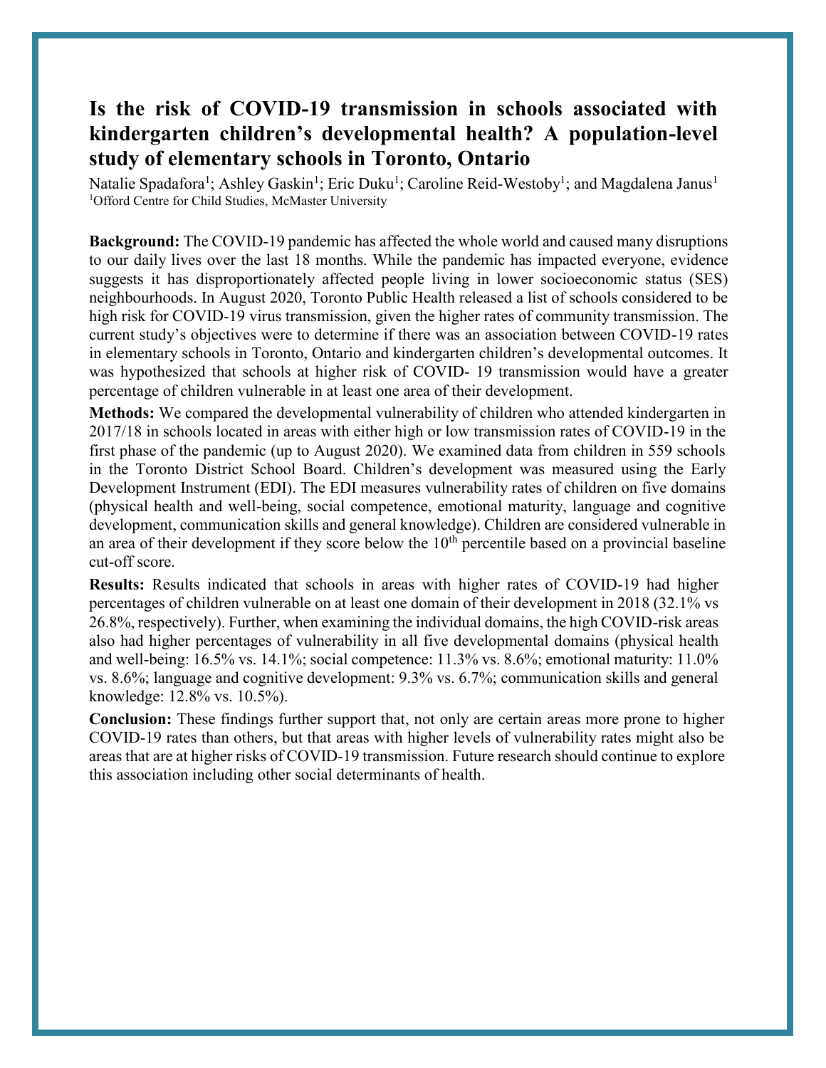# Is the risk of COVID-19 transmission in schools associated with kindergarten children's developmental health? A population-level study of elementary schools in Toronto, Ontario

Natalie Spadafora[1]; Ashley Gaskin[1]; Eric Duku[1]; Caroline Reid-Westoby[1]; and Magdalena Janus[1]
[1]Offord Centre for Child Studies, McMaster University

**Background:** The COVID-19 pandemic has affected the whole world and caused many disruptions to our daily lives over the last 18 months. While the pandemic has impacted everyone, evidence suggests it has disproportionately affected people living in lower socioeconomic status (SES) neighbourhoods. In August 2020, Toronto Public Health released a list of schools considered to be high risk for COVID-19 virus transmission, given the higher rates of community transmission. The current study's objectives were to determine if there was an association between COVID-19 rates in elementary schools in Toronto, Ontario and kindergarten children's developmental outcomes. It was hypothesized that schools at higher risk of COVID- 19 transmission would have a greater percentage of children vulnerable in at least one area of their development.

**Methods:** We compared the developmental vulnerability of children who attended kindergarten in 2017/18 in schools located in areas with either high or low transmission rates of COVID-19 in the first phase of the pandemic (up to August 2020). We examined data from children in 559 schools in the Toronto District School Board. Children's development was measured using the Early Development Instrument (EDI). The EDI measures vulnerability rates of children on five domains (physical health and well-being, social competence, emotional maturity, language and cognitive development, communication skills and general knowledge). Children are considered vulnerable in an area of their development if they score below the 10th percentile based on a provincial baseline cut-off score.

**Results:** Results indicated that schools in areas with higher rates of COVID-19 had higher percentages of children vulnerable on at least one domain of their development in 2018 (32.1% vs 26.8%, respectively). Further, when examining the individual domains, the high COVID-risk areas also had higher percentages of vulnerability in all five developmental domains (physical health and well-being: 16.5% vs. 14.1%; social competence: 11.3% vs. 8.6%; emotional maturity: 11.0% vs. 8.6%; language and cognitive development: 9.3% vs. 6.7%; communication skills and general knowledge: 12.8% vs. 10.5%).

**Conclusion:** These findings further support that, not only are certain areas more prone to higher COVID-19 rates than others, but that areas with higher levels of vulnerability rates might also be areas that are at higher risks of COVID-19 transmission. Future research should continue to explore this association including other social determinants of health.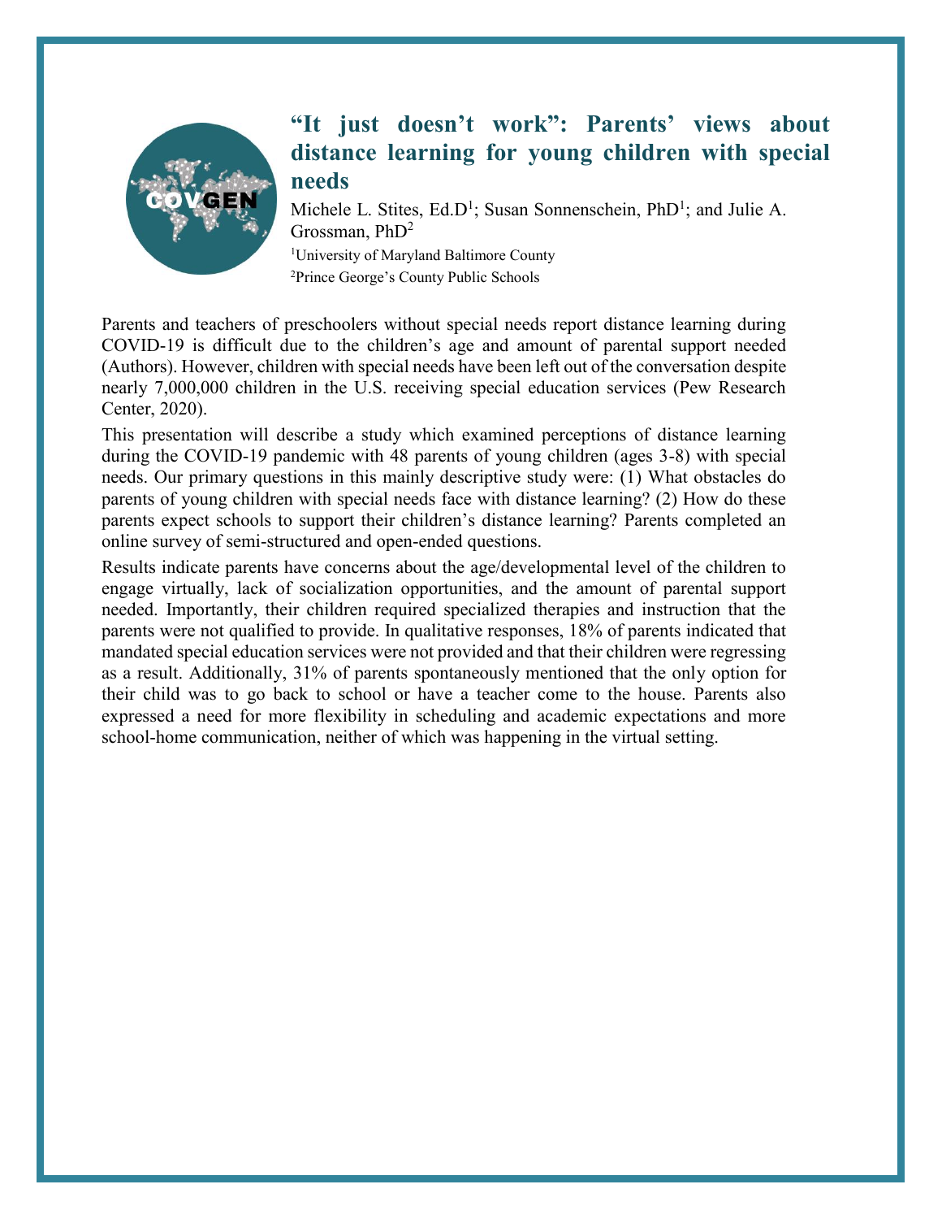# "It just doesn't work": Parents' views about distance learning for young children with special needs

Michele L. Stites, Ed.D[1]; Susan Sonnenschein, PhD[1]; and Julie A. Grossman, PhD[2]

[1]University of Maryland Baltimore County

[2]Prince George's County Public Schools

Parents and teachers of preschoolers without special needs report distance learning during COVID-19 is difficult due to the children's age and amount of parental support needed (Authors). However, children with special needs have been left out of the conversation despite nearly 7,000,000 children in the U.S. receiving special education services (Pew Research Center, 2020).

This presentation will describe a study which examined perceptions of distance learning during the COVID-19 pandemic with 48 parents of young children (ages 3-8) with special needs. Our primary questions in this mainly descriptive study were: (1) What obstacles do parents of young children with special needs face with distance learning? (2) How do these parents expect schools to support their children's distance learning? Parents completed an online survey of semi-structured and open-ended questions.

Results indicate parents have concerns about the age/developmental level of the children to engage virtually, lack of socialization opportunities, and the amount of parental support needed. Importantly, their children required specialized therapies and instruction that the parents were not qualified to provide. In qualitative responses, 18% of parents indicated that mandated special education services were not provided and that their children were regressing as a result. Additionally, 31% of parents spontaneously mentioned that the only option for their child was to go back to school or have a teacher come to the house. Parents also expressed a need for more flexibility in scheduling and academic expectations and more school-home communication, neither of which was happening in the virtual setting.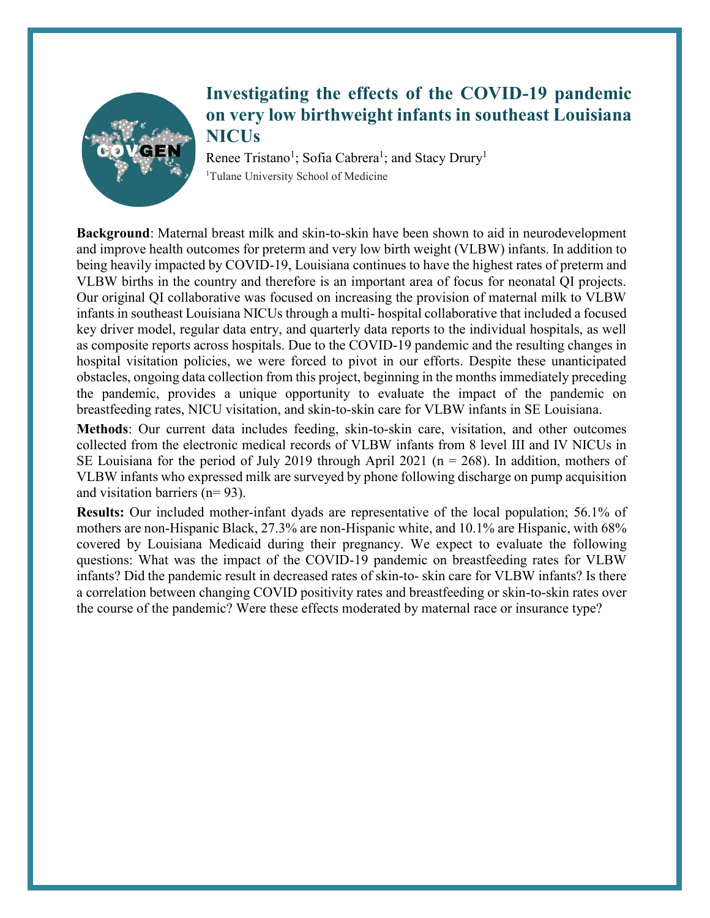# Investigating the effects of the COVID-19 pandemic on very low birthweight infants in southeast Louisiana NICUs

Renee Tristano[1]; Sofia Cabrera[1]; and Stacy Drury[1]

[1]Tulane University School of Medicine

**Background**: Maternal breast milk and skin-to-skin have been shown to aid in neurodevelopment and improve health outcomes for preterm and very low birth weight (VLBW) infants. In addition to being heavily impacted by COVID-19, Louisiana continues to have the highest rates of preterm and VLBW births in the country and therefore is an important area of focus for neonatal QI projects. Our original QI collaborative was focused on increasing the provision of maternal milk to VLBW infants in southeast Louisiana NICUs through a multi- hospital collaborative that included a focused key driver model, regular data entry, and quarterly data reports to the individual hospitals, as well as composite reports across hospitals. Due to the COVID-19 pandemic and the resulting changes in hospital visitation policies, we were forced to pivot in our efforts. Despite these unanticipated obstacles, ongoing data collection from this project, beginning in the months immediately preceding the pandemic, provides a unique opportunity to evaluate the impact of the pandemic on breastfeeding rates, NICU visitation, and skin-to-skin care for VLBW infants in SE Louisiana.

**Methods**: Our current data includes feeding, skin-to-skin care, visitation, and other outcomes collected from the electronic medical records of VLBW infants from 8 level III and IV NICUs in SE Louisiana for the period of July 2019 through April 2021 (n = 268). In addition, mothers of VLBW infants who expressed milk are surveyed by phone following discharge on pump acquisition and visitation barriers (n= 93).

**Results:** Our included mother-infant dyads are representative of the local population; 56.1% of mothers are non-Hispanic Black, 27.3% are non-Hispanic white, and 10.1% are Hispanic, with 68% covered by Louisiana Medicaid during their pregnancy. We expect to evaluate the following questions: What was the impact of the COVID-19 pandemic on breastfeeding rates for VLBW infants? Did the pandemic result in decreased rates of skin-to- skin care for VLBW infants? Is there a correlation between changing COVID positivity rates and breastfeeding or skin-to-skin rates over the course of the pandemic? Were these effects moderated by maternal race or insurance type?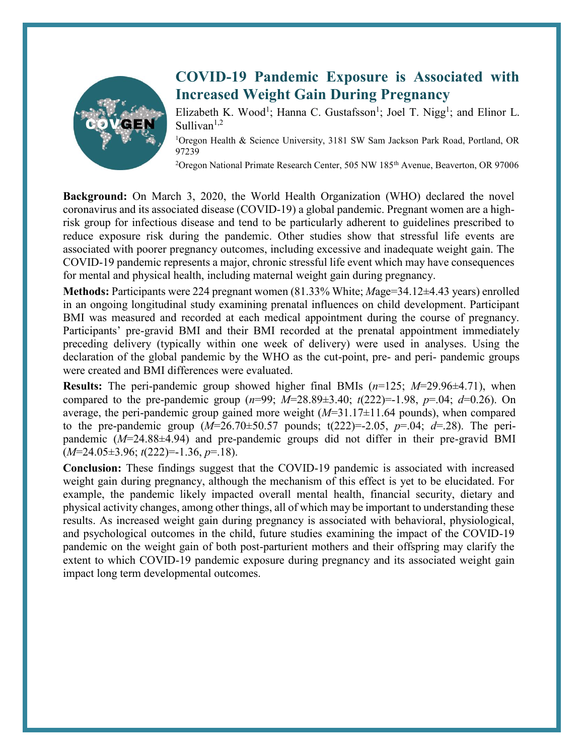# COVID-19 Pandemic Exposure is Associated with Increased Weight Gain During Pregnancy

Elizabeth K. Wood[1]; Hanna C. Gustafsson[1]; Joel T. Nigg[1]; and Elinor L. Sullivan[1,2]

[1]Oregon Health & Science University, 3181 SW Sam Jackson Park Road, Portland, OR 97239

[2]Oregon National Primate Research Center, 505 NW 185th Avenue, Beaverton, OR 97006

**Background:** On March 3, 2020, the World Health Organization (WHO) declared the novel coronavirus and its associated disease (COVID-19) a global pandemic. Pregnant women are a high-risk group for infectious disease and tend to be particularly adherent to guidelines prescribed to reduce exposure risk during the pandemic. Other studies show that stressful life events are associated with poorer pregnancy outcomes, including excessive and inadequate weight gain. The COVID-19 pandemic represents a major, chronic stressful life event which may have consequences for mental and physical health, including maternal weight gain during pregnancy.

**Methods:** Participants were 224 pregnant women (81.33% White; *M*age=34.12±4.43 years) enrolled in an ongoing longitudinal study examining prenatal influences on child development. Participant BMI was measured and recorded at each medical appointment during the course of pregnancy. Participants' pre-gravid BMI and their BMI recorded at the prenatal appointment immediately preceding delivery (typically within one week of delivery) were used in analyses. Using the declaration of the global pandemic by the WHO as the cut-point, pre- and peri- pandemic groups were created and BMI differences were evaluated.

**Results:** The peri-pandemic group showed higher final BMIs ($n$=125; $M$=29.96±4.71), when compared to the pre-pandemic group ($n$=99; $M$=28.89±3.40; $t(222)$=-1.98, $p$=.04; $d$=0.26). On average, the peri-pandemic group gained more weight ($M$=31.17±11.64 pounds), when compared to the pre-pandemic group ($M$=26.70±50.57 pounds; t(222)=-2.05, $p$=.04; $d$=.28). The peri-pandemic ($M$=24.88±4.94) and pre-pandemic groups did not differ in their pre-gravid BMI ($M$=24.05±3.96; $t(222)$=-1.36, $p$=.18).

**Conclusion:** These findings suggest that the COVID-19 pandemic is associated with increased weight gain during pregnancy, although the mechanism of this effect is yet to be elucidated. For example, the pandemic likely impacted overall mental health, financial security, dietary and physical activity changes, among other things, all of which may be important to understanding these results. As increased weight gain during pregnancy is associated with behavioral, physiological, and psychological outcomes in the child, future studies examining the impact of the COVID-19 pandemic on the weight gain of both post-parturient mothers and their offspring may clarify the extent to which COVID-19 pandemic exposure during pregnancy and its associated weight gain impact long term developmental outcomes.